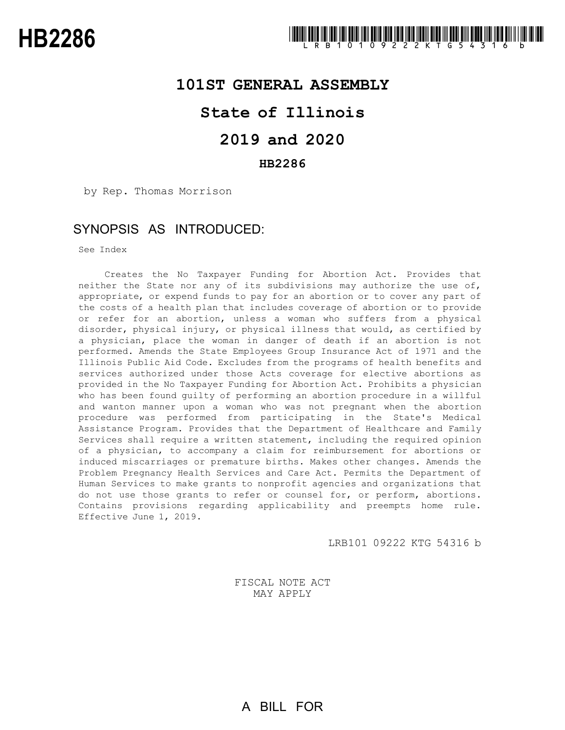# HB2286

LRB101 09222 KTG 54316 b

## 101ST GENERAL ASSEMBLY

## State of Illinois

## 2019 and 2020

### HB2286

by Rep. Thomas Morrison

### SYNOPSIS AS INTRODUCED:

See Index

Creates the No Taxpayer Funding for Abortion Act. Provides that neither the State nor any of its subdivisions may authorize the use of, appropriate, or expend funds to pay for an abortion or to cover any part of the costs of a health plan that includes coverage of abortion or to provide or refer for an abortion, unless a woman who suffers from a physical disorder, physical injury, or physical illness that would, as certified by a physician, place the woman in danger of death if an abortion is not performed. Amends the State Employees Group Insurance Act of 1971 and the Illinois Public Aid Code. Excludes from the programs of health benefits and services authorized under those Acts coverage for elective abortions as provided in the No Taxpayer Funding for Abortion Act. Prohibits a physician who has been found guilty of performing an abortion procedure in a willful and wanton manner upon a woman who was not pregnant when the abortion procedure was performed from participating in the State's Medical Assistance Program. Provides that the Department of Healthcare and Family Services shall require a written statement, including the required opinion of a physician, to accompany a claim for reimbursement for abortions or induced miscarriages or premature births. Makes other changes. Amends the Problem Pregnancy Health Services and Care Act. Permits the Department of Human Services to make grants to nonprofit agencies and organizations that do not use those grants to refer or counsel for, or perform, abortions. Contains provisions regarding applicability and preempts home rule. Effective June 1, 2019.

LRB101 09222 KTG 54316 b

FISCAL NOTE ACT
MAY APPLY

A BILL FOR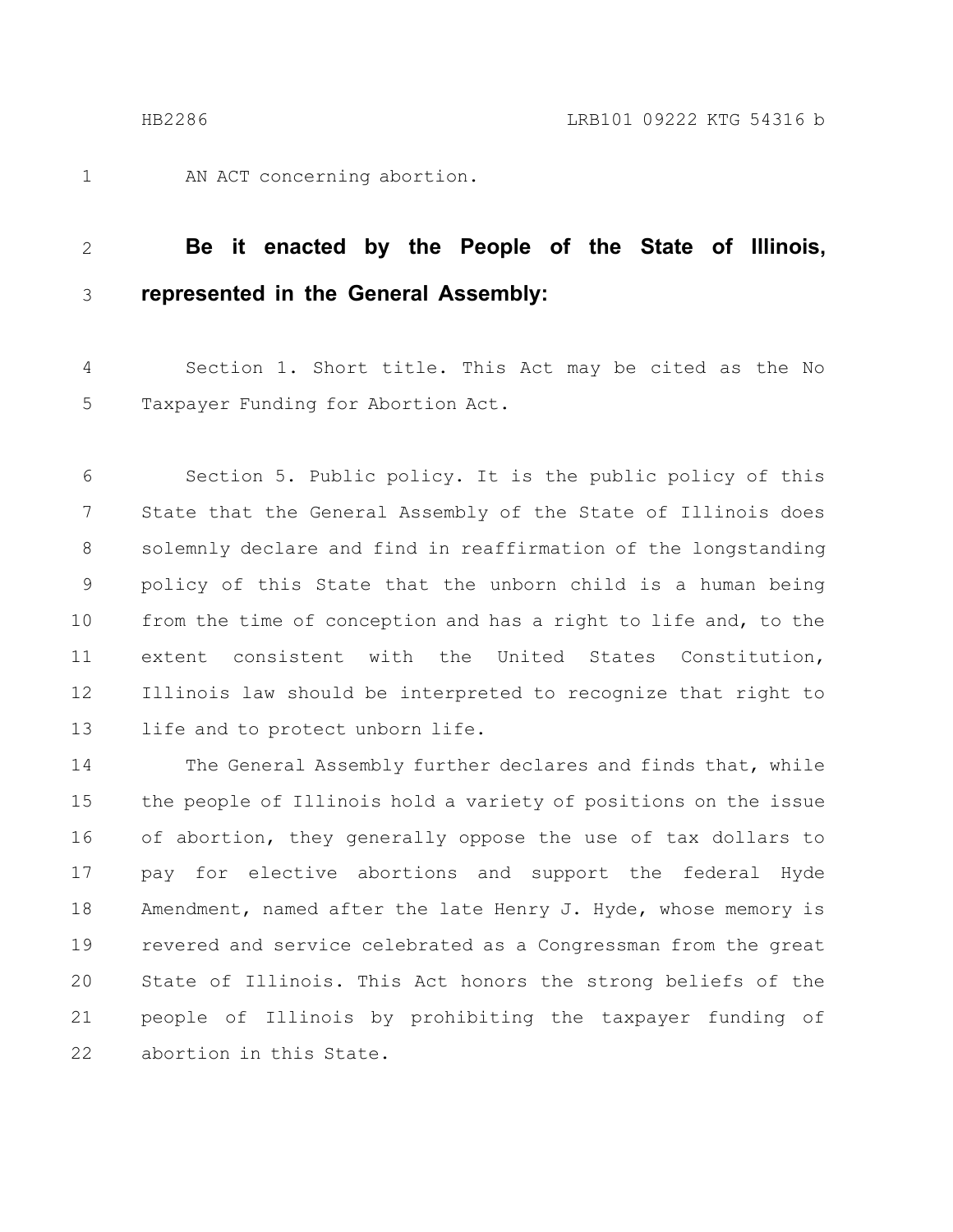AN ACT concerning abortion.

**Be it enacted by the People of the State of Illinois, represented in the General Assembly:**

Section 1. Short title. This Act may be cited as the No Taxpayer Funding for Abortion Act.

Section 5. Public policy. It is the public policy of this State that the General Assembly of the State of Illinois does solemnly declare and find in reaffirmation of the longstanding policy of this State that the unborn child is a human being from the time of conception and has a right to life and, to the extent consistent with the United States Constitution, Illinois law should be interpreted to recognize that right to life and to protect unborn life.

The General Assembly further declares and finds that, while the people of Illinois hold a variety of positions on the issue of abortion, they generally oppose the use of tax dollars to pay for elective abortions and support the federal Hyde Amendment, named after the late Henry J. Hyde, whose memory is revered and service celebrated as a Congressman from the great State of Illinois. This Act honors the strong beliefs of the people of Illinois by prohibiting the taxpayer funding of abortion in this State.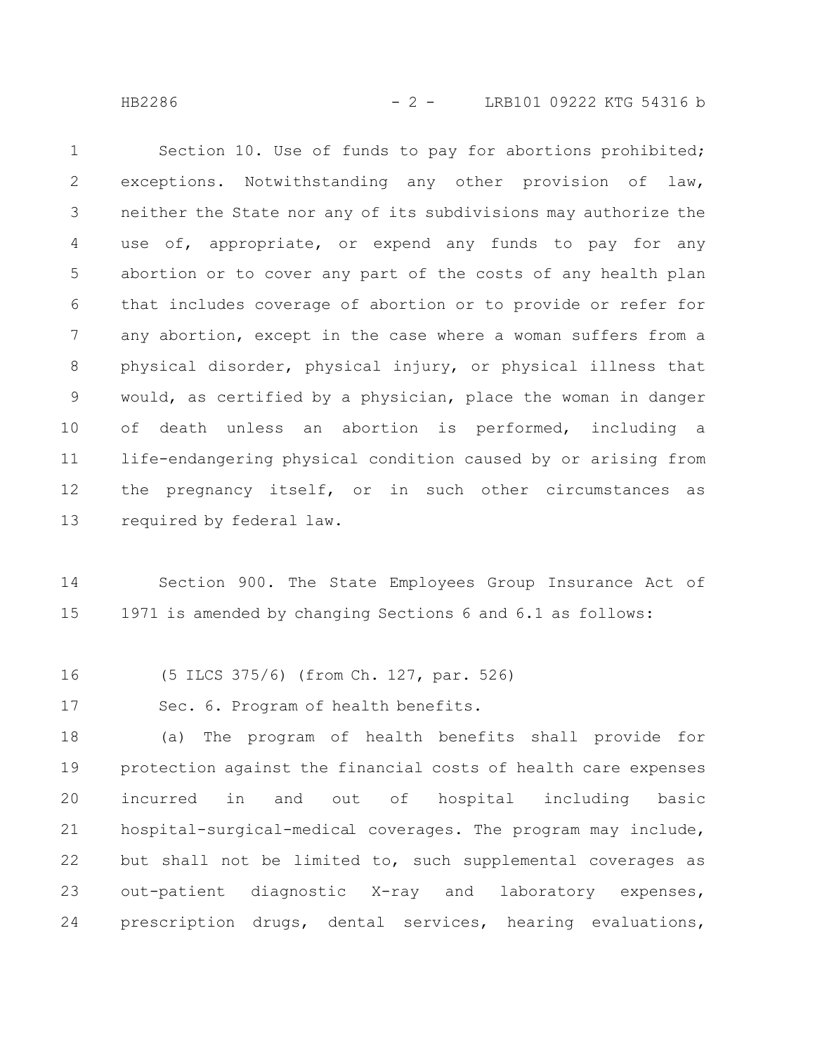Section 10. Use of funds to pay for abortions prohibited; exceptions. Notwithstanding any other provision of law, neither the State nor any of its subdivisions may authorize the use of, appropriate, or expend any funds to pay for any abortion or to cover any part of the costs of any health plan that includes coverage of abortion or to provide or refer for any abortion, except in the case where a woman suffers from a physical disorder, physical injury, or physical illness that would, as certified by a physician, place the woman in danger of death unless an abortion is performed, including a life-endangering physical condition caused by or arising from the pregnancy itself, or in such other circumstances as required by federal law.

Section 900. The State Employees Group Insurance Act of 1971 is amended by changing Sections 6 and 6.1 as follows:

(5 ILCS 375/6) (from Ch. 127, par. 526)

Sec. 6. Program of health benefits.

(a) The program of health benefits shall provide for protection against the financial costs of health care expenses incurred in and out of hospital including basic hospital-surgical-medical coverages. The program may include, but shall not be limited to, such supplemental coverages as out-patient diagnostic X-ray and laboratory expenses, prescription drugs, dental services, hearing evaluations,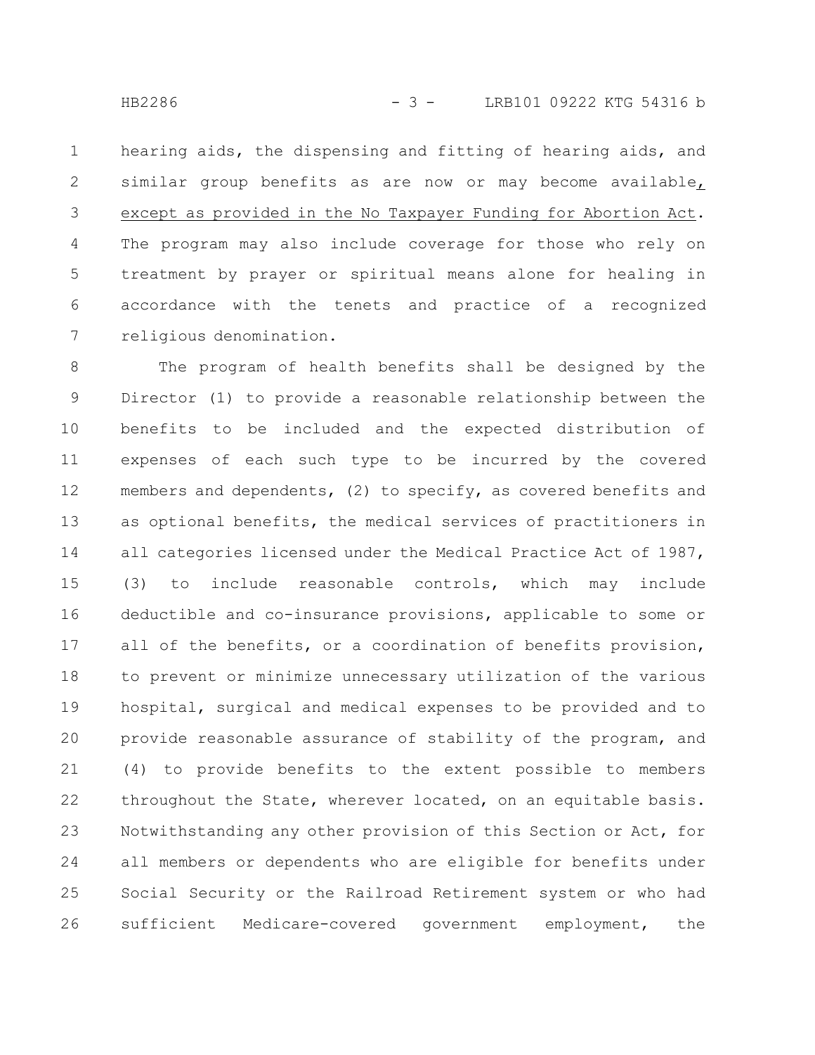hearing aids, the dispensing and fitting of hearing aids, and similar group benefits as are now or may become available, except as provided in the No Taxpayer Funding for Abortion Act. The program may also include coverage for those who rely on treatment by prayer or spiritual means alone for healing in accordance with the tenets and practice of a recognized religious denomination.

The program of health benefits shall be designed by the Director (1) to provide a reasonable relationship between the benefits to be included and the expected distribution of expenses of each such type to be incurred by the covered members and dependents, (2) to specify, as covered benefits and as optional benefits, the medical services of practitioners in all categories licensed under the Medical Practice Act of 1987, (3) to include reasonable controls, which may include deductible and co-insurance provisions, applicable to some or all of the benefits, or a coordination of benefits provision, to prevent or minimize unnecessary utilization of the various hospital, surgical and medical expenses to be provided and to provide reasonable assurance of stability of the program, and (4) to provide benefits to the extent possible to members throughout the State, wherever located, on an equitable basis. Notwithstanding any other provision of this Section or Act, for all members or dependents who are eligible for benefits under Social Security or the Railroad Retirement system or who had sufficient Medicare-covered government employment, the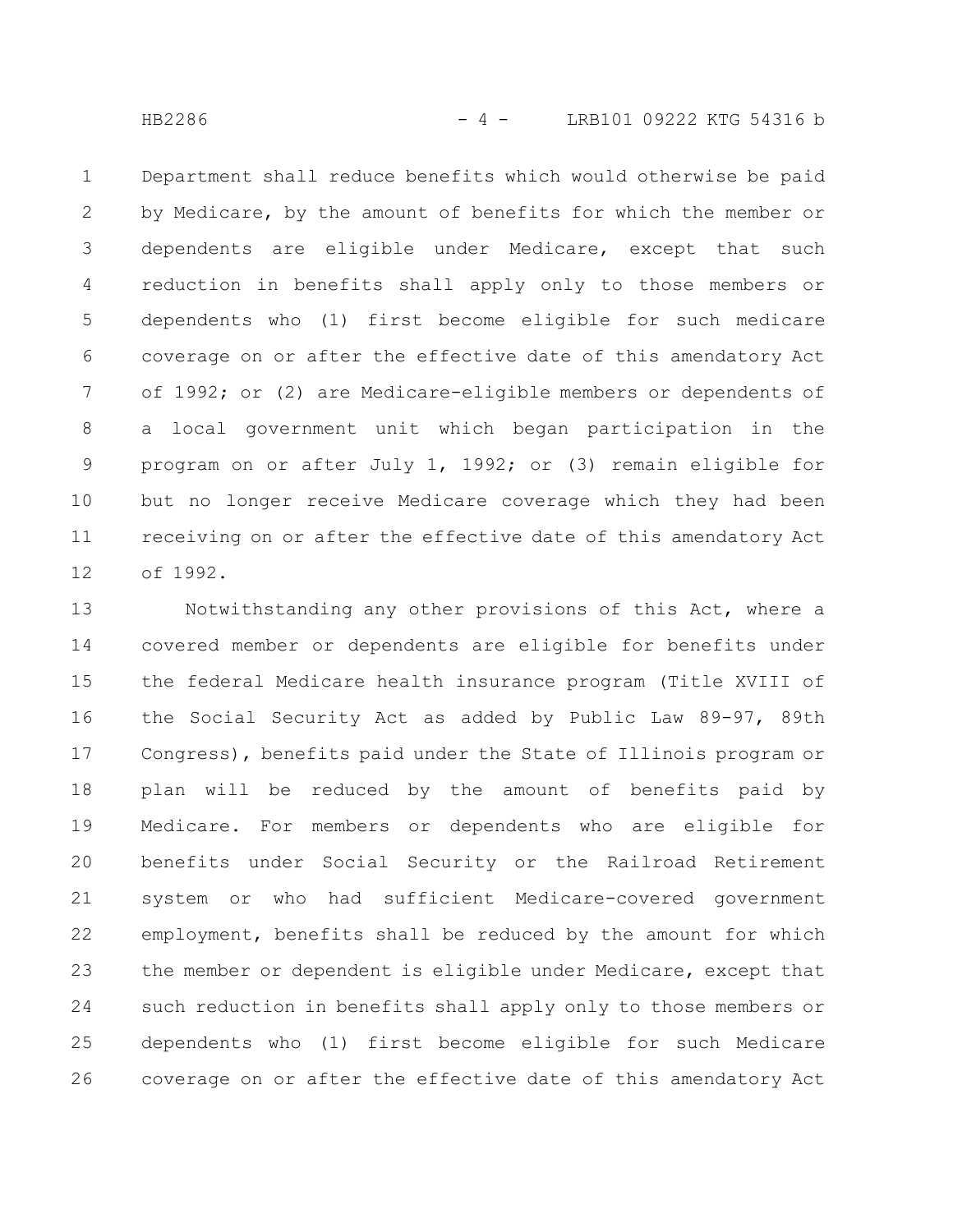Department shall reduce benefits which would otherwise be paid by Medicare, by the amount of benefits for which the member or dependents are eligible under Medicare, except that such reduction in benefits shall apply only to those members or dependents who (1) first become eligible for such medicare coverage on or after the effective date of this amendatory Act of 1992; or (2) are Medicare-eligible members or dependents of a local government unit which began participation in the program on or after July 1, 1992; or (3) remain eligible for but no longer receive Medicare coverage which they had been receiving on or after the effective date of this amendatory Act of 1992.

Notwithstanding any other provisions of this Act, where a covered member or dependents are eligible for benefits under the federal Medicare health insurance program (Title XVIII of the Social Security Act as added by Public Law 89-97, 89th Congress), benefits paid under the State of Illinois program or plan will be reduced by the amount of benefits paid by Medicare. For members or dependents who are eligible for benefits under Social Security or the Railroad Retirement system or who had sufficient Medicare-covered government employment, benefits shall be reduced by the amount for which the member or dependent is eligible under Medicare, except that such reduction in benefits shall apply only to those members or dependents who (1) first become eligible for such Medicare coverage on or after the effective date of this amendatory Act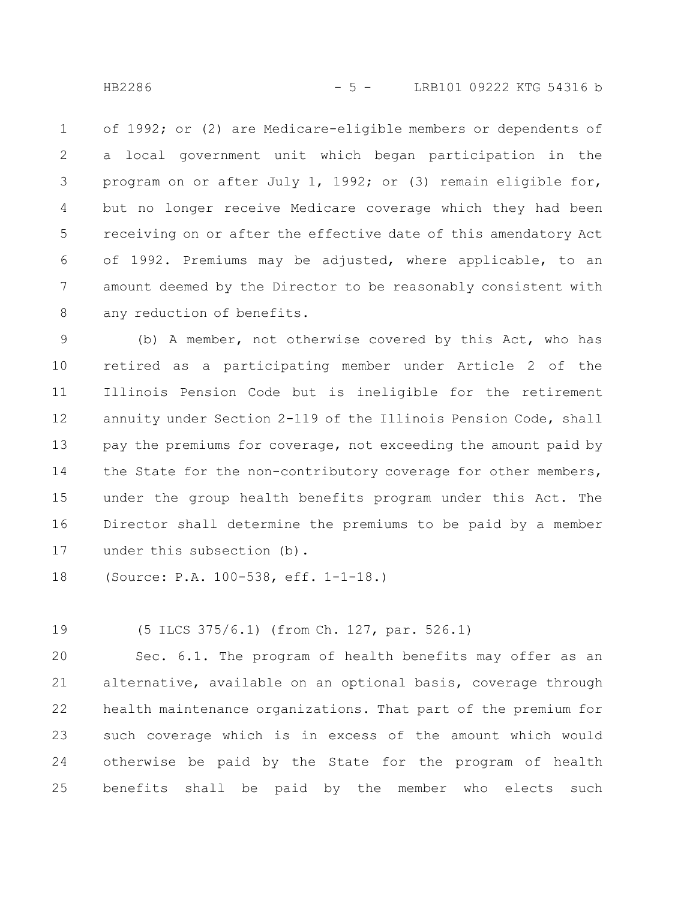of 1992; or (2) are Medicare-eligible members or dependents of a local government unit which began participation in the program on or after July 1, 1992; or (3) remain eligible for, but no longer receive Medicare coverage which they had been receiving on or after the effective date of this amendatory Act of 1992. Premiums may be adjusted, where applicable, to an amount deemed by the Director to be reasonably consistent with any reduction of benefits.

(b) A member, not otherwise covered by this Act, who has retired as a participating member under Article 2 of the Illinois Pension Code but is ineligible for the retirement annuity under Section 2-119 of the Illinois Pension Code, shall pay the premiums for coverage, not exceeding the amount paid by the State for the non-contributory coverage for other members, under the group health benefits program under this Act. The Director shall determine the premiums to be paid by a member under this subsection (b).

(Source: P.A. 100-538, eff. 1-1-18.)

(5 ILCS 375/6.1) (from Ch. 127, par. 526.1)

Sec. 6.1. The program of health benefits may offer as an alternative, available on an optional basis, coverage through health maintenance organizations. That part of the premium for such coverage which is in excess of the amount which would otherwise be paid by the State for the program of health benefits shall be paid by the member who elects such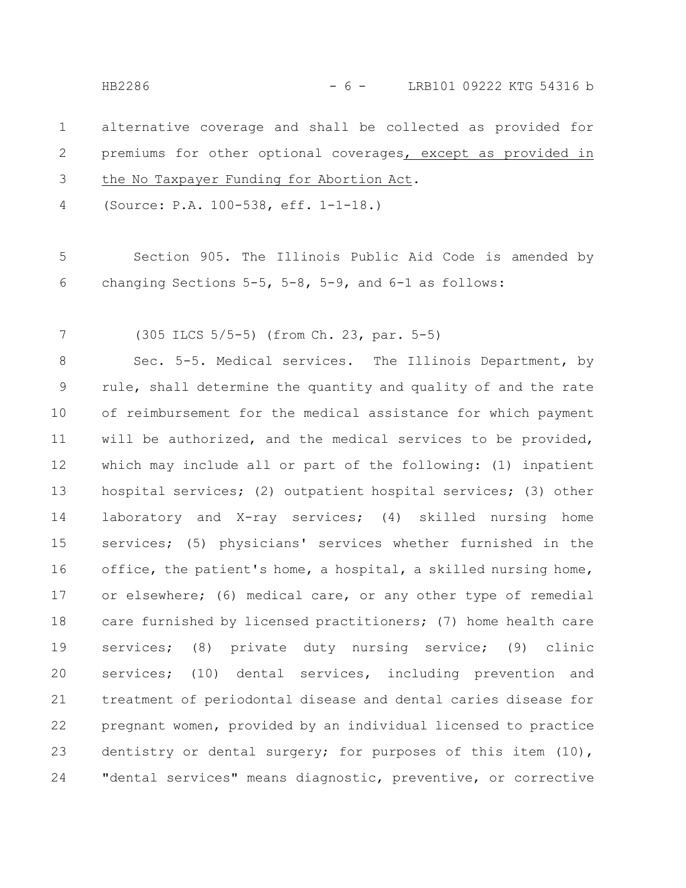alternative coverage and shall be collected as provided for premiums for other optional coverages, except as provided in the No Taxpayer Funding for Abortion Act.

(Source: P.A. 100-538, eff. 1-1-18.)

Section 905. The Illinois Public Aid Code is amended by changing Sections 5-5, 5-8, 5-9, and 6-1 as follows:

(305 ILCS 5/5-5) (from Ch. 23, par. 5-5)

Sec. 5-5. Medical services. The Illinois Department, by rule, shall determine the quantity and quality of and the rate of reimbursement for the medical assistance for which payment will be authorized, and the medical services to be provided, which may include all or part of the following: (1) inpatient hospital services; (2) outpatient hospital services; (3) other laboratory and X-ray services; (4) skilled nursing home services; (5) physicians' services whether furnished in the office, the patient's home, a hospital, a skilled nursing home, or elsewhere; (6) medical care, or any other type of remedial care furnished by licensed practitioners; (7) home health care services; (8) private duty nursing service; (9) clinic services; (10) dental services, including prevention and treatment of periodontal disease and dental caries disease for pregnant women, provided by an individual licensed to practice dentistry or dental surgery; for purposes of this item (10), "dental services" means diagnostic, preventive, or corrective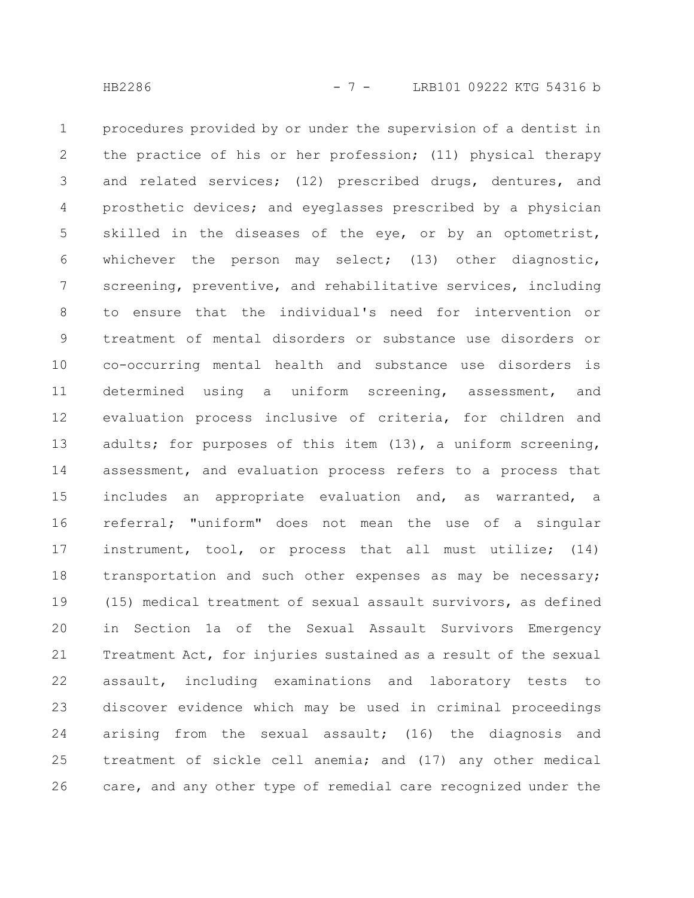procedures provided by or under the supervision of a dentist in the practice of his or her profession; (11) physical therapy and related services; (12) prescribed drugs, dentures, and prosthetic devices; and eyeglasses prescribed by a physician skilled in the diseases of the eye, or by an optometrist, whichever the person may select; (13) other diagnostic, screening, preventive, and rehabilitative services, including to ensure that the individual's need for intervention or treatment of mental disorders or substance use disorders or co-occurring mental health and substance use disorders is determined using a uniform screening, assessment, and evaluation process inclusive of criteria, for children and adults; for purposes of this item (13), a uniform screening, assessment, and evaluation process refers to a process that includes an appropriate evaluation and, as warranted, a referral; "uniform" does not mean the use of a singular instrument, tool, or process that all must utilize; (14) transportation and such other expenses as may be necessary; (15) medical treatment of sexual assault survivors, as defined in Section 1a of the Sexual Assault Survivors Emergency Treatment Act, for injuries sustained as a result of the sexual assault, including examinations and laboratory tests to discover evidence which may be used in criminal proceedings arising from the sexual assault; (16) the diagnosis and treatment of sickle cell anemia; and (17) any other medical care, and any other type of remedial care recognized under the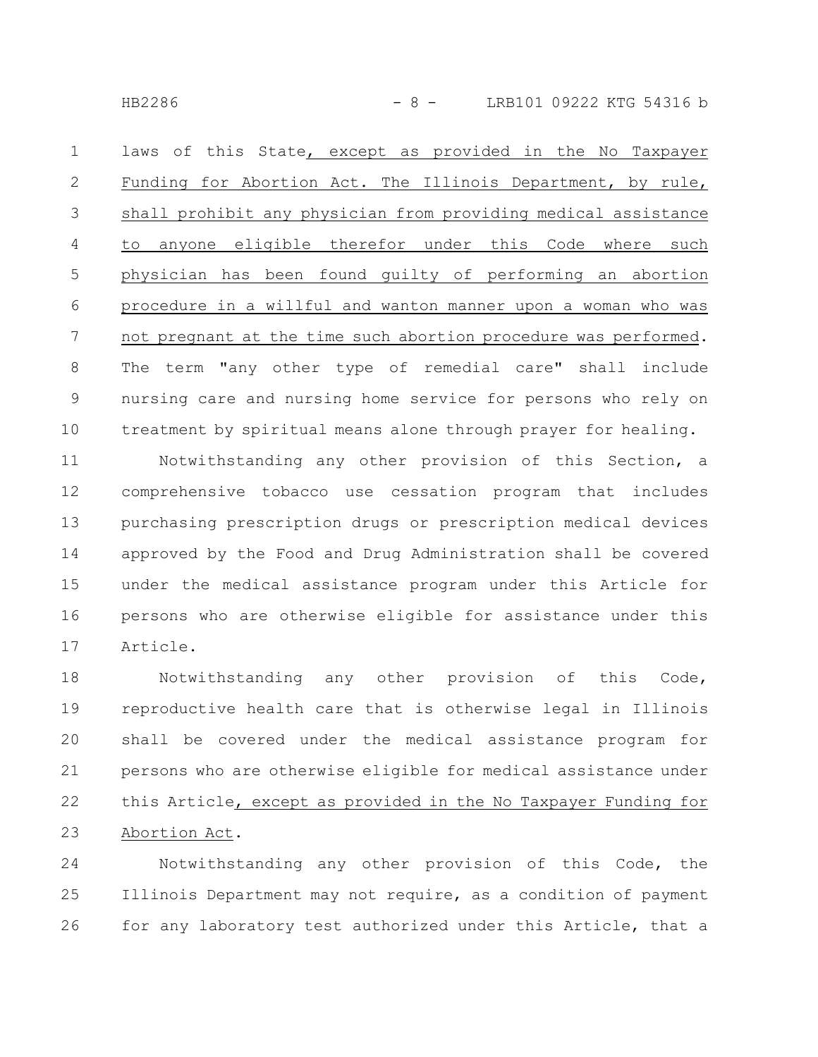laws of this State, except as provided in the No Taxpayer Funding for Abortion Act. The Illinois Department, by rule, shall prohibit any physician from providing medical assistance to anyone eligible therefor under this Code where such physician has been found guilty of performing an abortion procedure in a willful and wanton manner upon a woman who was not pregnant at the time such abortion procedure was performed. The term "any other type of remedial care" shall include nursing care and nursing home service for persons who rely on treatment by spiritual means alone through prayer for healing.

Notwithstanding any other provision of this Section, a comprehensive tobacco use cessation program that includes purchasing prescription drugs or prescription medical devices approved by the Food and Drug Administration shall be covered under the medical assistance program under this Article for persons who are otherwise eligible for assistance under this Article.

Notwithstanding any other provision of this Code, reproductive health care that is otherwise legal in Illinois shall be covered under the medical assistance program for persons who are otherwise eligible for medical assistance under this Article, except as provided in the No Taxpayer Funding for Abortion Act.

Notwithstanding any other provision of this Code, the Illinois Department may not require, as a condition of payment for any laboratory test authorized under this Article, that a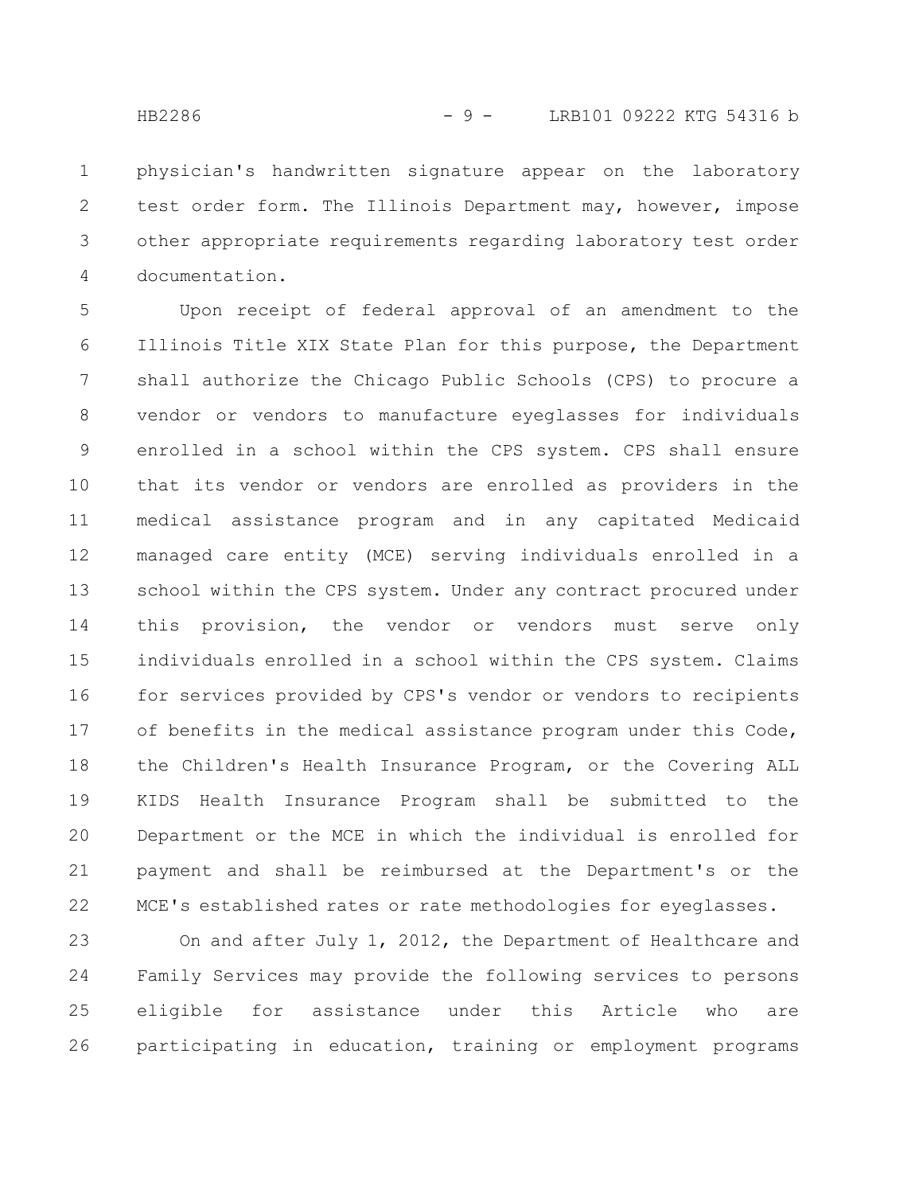physician's handwritten signature appear on the laboratory test order form. The Illinois Department may, however, impose other appropriate requirements regarding laboratory test order documentation.

Upon receipt of federal approval of an amendment to the Illinois Title XIX State Plan for this purpose, the Department shall authorize the Chicago Public Schools (CPS) to procure a vendor or vendors to manufacture eyeglasses for individuals enrolled in a school within the CPS system. CPS shall ensure that its vendor or vendors are enrolled as providers in the medical assistance program and in any capitated Medicaid managed care entity (MCE) serving individuals enrolled in a school within the CPS system. Under any contract procured under this provision, the vendor or vendors must serve only individuals enrolled in a school within the CPS system. Claims for services provided by CPS's vendor or vendors to recipients of benefits in the medical assistance program under this Code, the Children's Health Insurance Program, or the Covering ALL KIDS Health Insurance Program shall be submitted to the Department or the MCE in which the individual is enrolled for payment and shall be reimbursed at the Department's or the MCE's established rates or rate methodologies for eyeglasses.

On and after July 1, 2012, the Department of Healthcare and Family Services may provide the following services to persons eligible for assistance under this Article who are participating in education, training or employment programs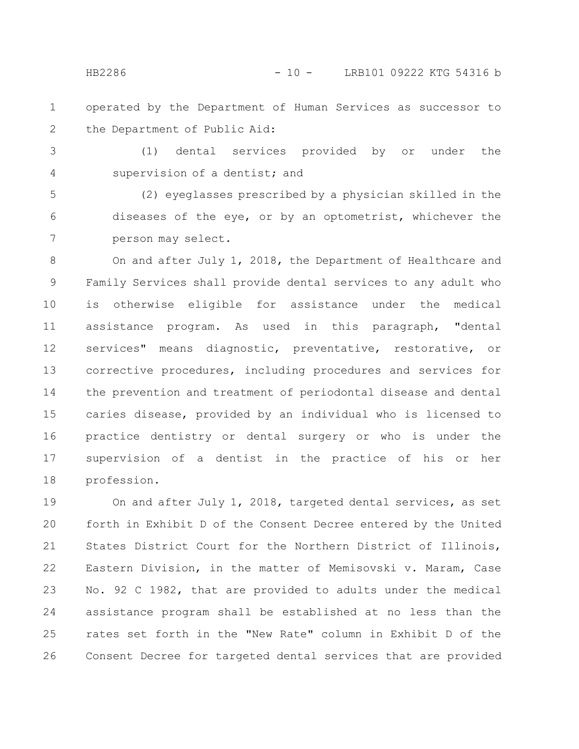operated by the Department of Human Services as successor to the Department of Public Aid:

(1) dental services provided by or under the supervision of a dentist; and

(2) eyeglasses prescribed by a physician skilled in the diseases of the eye, or by an optometrist, whichever the person may select.

On and after July 1, 2018, the Department of Healthcare and Family Services shall provide dental services to any adult who is otherwise eligible for assistance under the medical assistance program. As used in this paragraph, "dental services" means diagnostic, preventative, restorative, or corrective procedures, including procedures and services for the prevention and treatment of periodontal disease and dental caries disease, provided by an individual who is licensed to practice dentistry or dental surgery or who is under the supervision of a dentist in the practice of his or her profession.

On and after July 1, 2018, targeted dental services, as set forth in Exhibit D of the Consent Decree entered by the United States District Court for the Northern District of Illinois, Eastern Division, in the matter of Memisovski v. Maram, Case No. 92 C 1982, that are provided to adults under the medical assistance program shall be established at no less than the rates set forth in the "New Rate" column in Exhibit D of the Consent Decree for targeted dental services that are provided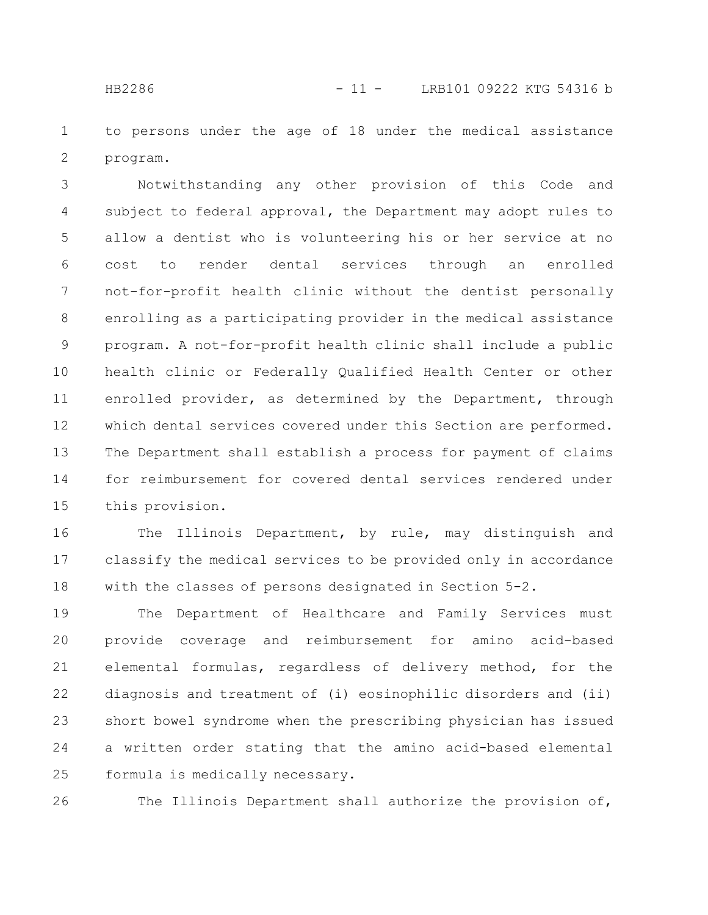to persons under the age of 18 under the medical assistance program.

Notwithstanding any other provision of this Code and subject to federal approval, the Department may adopt rules to allow a dentist who is volunteering his or her service at no cost to render dental services through an enrolled not-for-profit health clinic without the dentist personally enrolling as a participating provider in the medical assistance program. A not-for-profit health clinic shall include a public health clinic or Federally Qualified Health Center or other enrolled provider, as determined by the Department, through which dental services covered under this Section are performed. The Department shall establish a process for payment of claims for reimbursement for covered dental services rendered under this provision.

The Illinois Department, by rule, may distinguish and classify the medical services to be provided only in accordance with the classes of persons designated in Section 5-2.

The Department of Healthcare and Family Services must provide coverage and reimbursement for amino acid-based elemental formulas, regardless of delivery method, for the diagnosis and treatment of (i) eosinophilic disorders and (ii) short bowel syndrome when the prescribing physician has issued a written order stating that the amino acid-based elemental formula is medically necessary.

The Illinois Department shall authorize the provision of,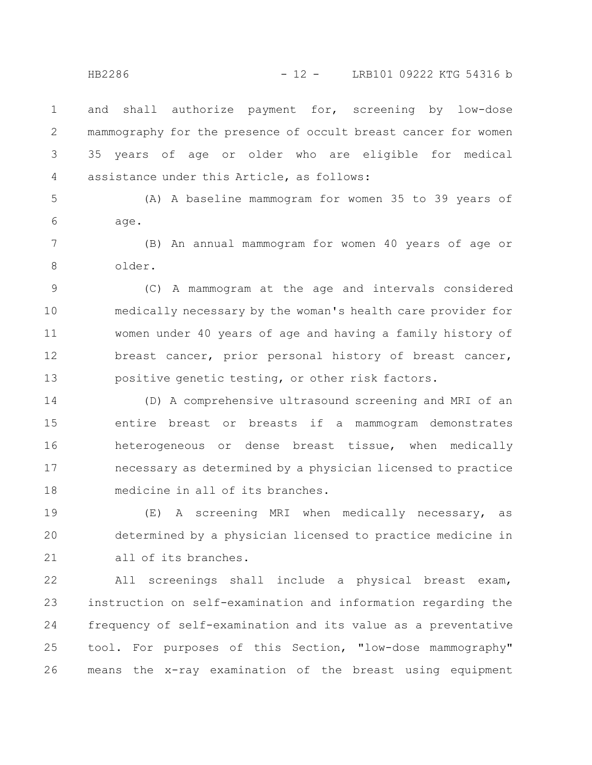and shall authorize payment for, screening by low-dose mammography for the presence of occult breast cancer for women 35 years of age or older who are eligible for medical assistance under this Article, as follows:

(A) A baseline mammogram for women 35 to 39 years of age.

(B) An annual mammogram for women 40 years of age or older.

(C) A mammogram at the age and intervals considered medically necessary by the woman's health care provider for women under 40 years of age and having a family history of breast cancer, prior personal history of breast cancer, positive genetic testing, or other risk factors.

(D) A comprehensive ultrasound screening and MRI of an entire breast or breasts if a mammogram demonstrates heterogeneous or dense breast tissue, when medically necessary as determined by a physician licensed to practice medicine in all of its branches.

(E) A screening MRI when medically necessary, as determined by a physician licensed to practice medicine in all of its branches.

All screenings shall include a physical breast exam, instruction on self-examination and information regarding the frequency of self-examination and its value as a preventative tool. For purposes of this Section, "low-dose mammography" means the x-ray examination of the breast using equipment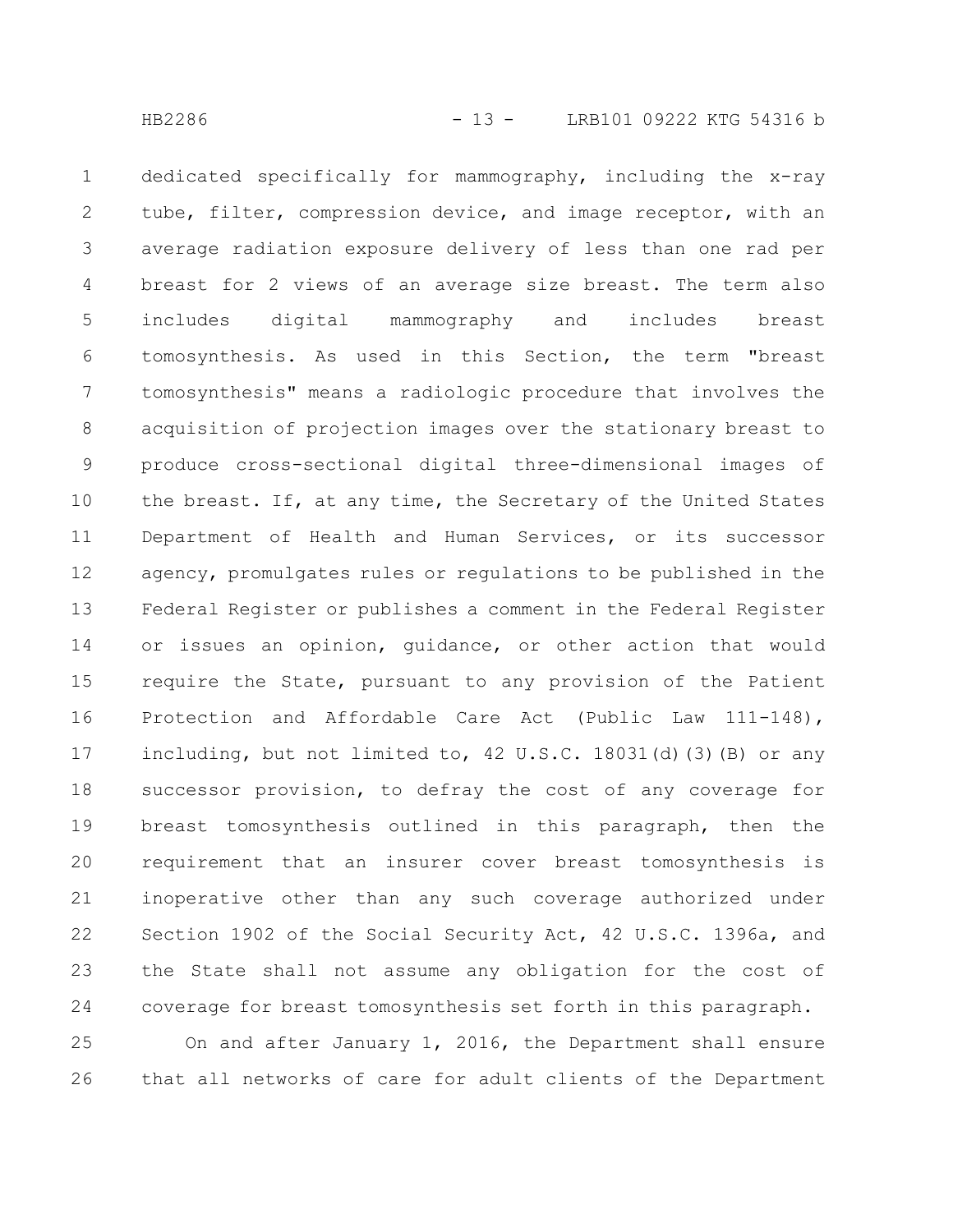dedicated specifically for mammography, including the x-ray tube, filter, compression device, and image receptor, with an average radiation exposure delivery of less than one rad per breast for 2 views of an average size breast. The term also includes digital mammography and includes breast tomosynthesis. As used in this Section, the term "breast tomosynthesis" means a radiologic procedure that involves the acquisition of projection images over the stationary breast to produce cross-sectional digital three-dimensional images of the breast. If, at any time, the Secretary of the United States Department of Health and Human Services, or its successor agency, promulgates rules or regulations to be published in the Federal Register or publishes a comment in the Federal Register or issues an opinion, guidance, or other action that would require the State, pursuant to any provision of the Patient Protection and Affordable Care Act (Public Law 111-148), including, but not limited to, 42 U.S.C. 18031(d)(3)(B) or any successor provision, to defray the cost of any coverage for breast tomosynthesis outlined in this paragraph, then the requirement that an insurer cover breast tomosynthesis is inoperative other than any such coverage authorized under Section 1902 of the Social Security Act, 42 U.S.C. 1396a, and the State shall not assume any obligation for the cost of coverage for breast tomosynthesis set forth in this paragraph.

On and after January 1, 2016, the Department shall ensure that all networks of care for adult clients of the Department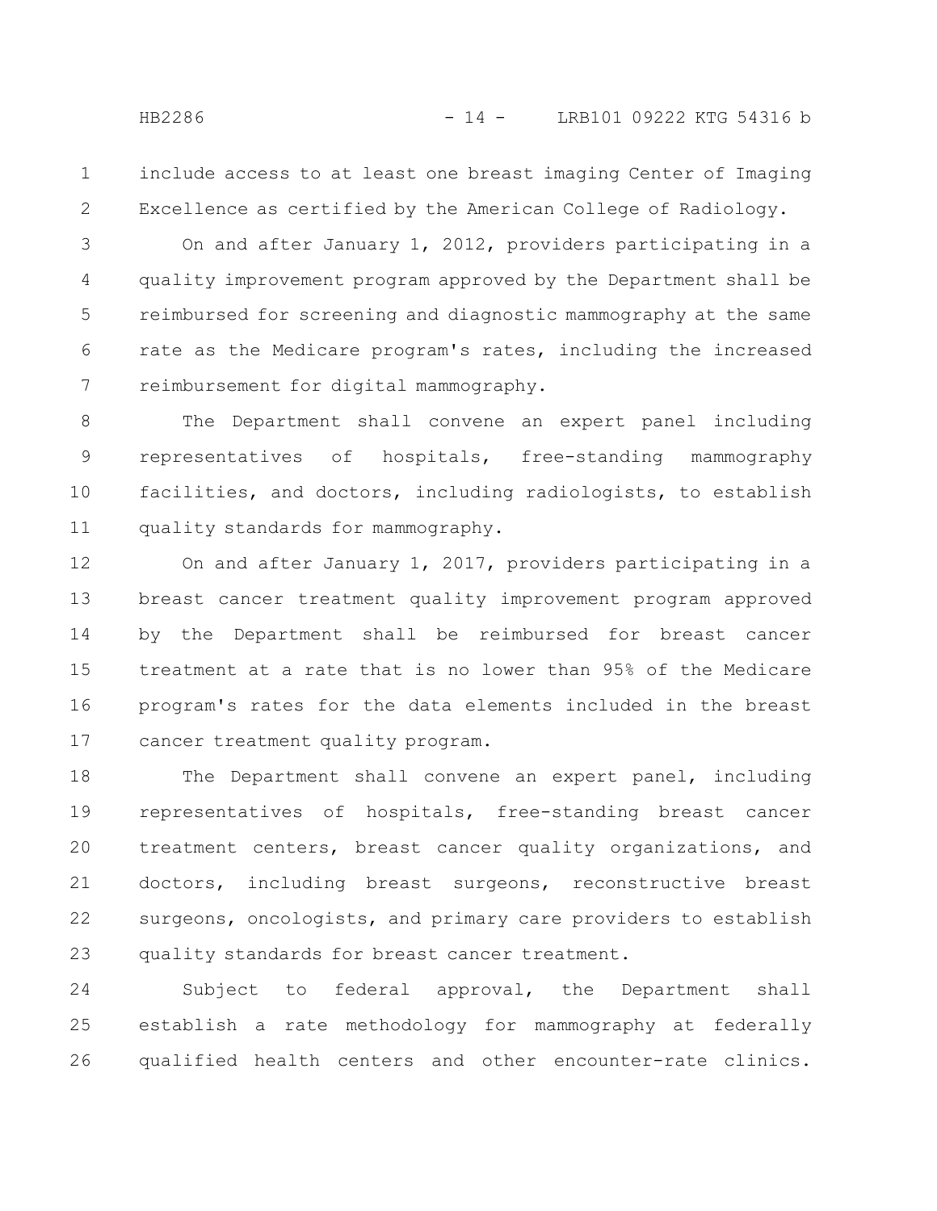include access to at least one breast imaging Center of Imaging Excellence as certified by the American College of Radiology.

On and after January 1, 2012, providers participating in a quality improvement program approved by the Department shall be reimbursed for screening and diagnostic mammography at the same rate as the Medicare program's rates, including the increased reimbursement for digital mammography.

The Department shall convene an expert panel including representatives of hospitals, free-standing mammography facilities, and doctors, including radiologists, to establish quality standards for mammography.

On and after January 1, 2017, providers participating in a breast cancer treatment quality improvement program approved by the Department shall be reimbursed for breast cancer treatment at a rate that is no lower than 95% of the Medicare program's rates for the data elements included in the breast cancer treatment quality program.

The Department shall convene an expert panel, including representatives of hospitals, free-standing breast cancer treatment centers, breast cancer quality organizations, and doctors, including breast surgeons, reconstructive breast surgeons, oncologists, and primary care providers to establish quality standards for breast cancer treatment.

Subject to federal approval, the Department shall establish a rate methodology for mammography at federally qualified health centers and other encounter-rate clinics.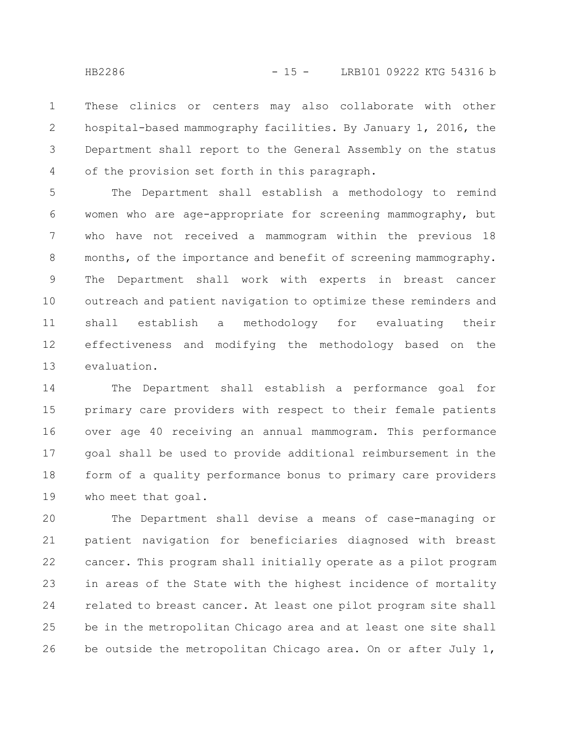These clinics or centers may also collaborate with other hospital-based mammography facilities. By January 1, 2016, the Department shall report to the General Assembly on the status of the provision set forth in this paragraph.

The Department shall establish a methodology to remind women who are age-appropriate for screening mammography, but who have not received a mammogram within the previous 18 months, of the importance and benefit of screening mammography. The Department shall work with experts in breast cancer outreach and patient navigation to optimize these reminders and shall establish a methodology for evaluating their effectiveness and modifying the methodology based on the evaluation.

The Department shall establish a performance goal for primary care providers with respect to their female patients over age 40 receiving an annual mammogram. This performance goal shall be used to provide additional reimbursement in the form of a quality performance bonus to primary care providers who meet that goal.

The Department shall devise a means of case-managing or patient navigation for beneficiaries diagnosed with breast cancer. This program shall initially operate as a pilot program in areas of the State with the highest incidence of mortality related to breast cancer. At least one pilot program site shall be in the metropolitan Chicago area and at least one site shall be outside the metropolitan Chicago area. On or after July 1,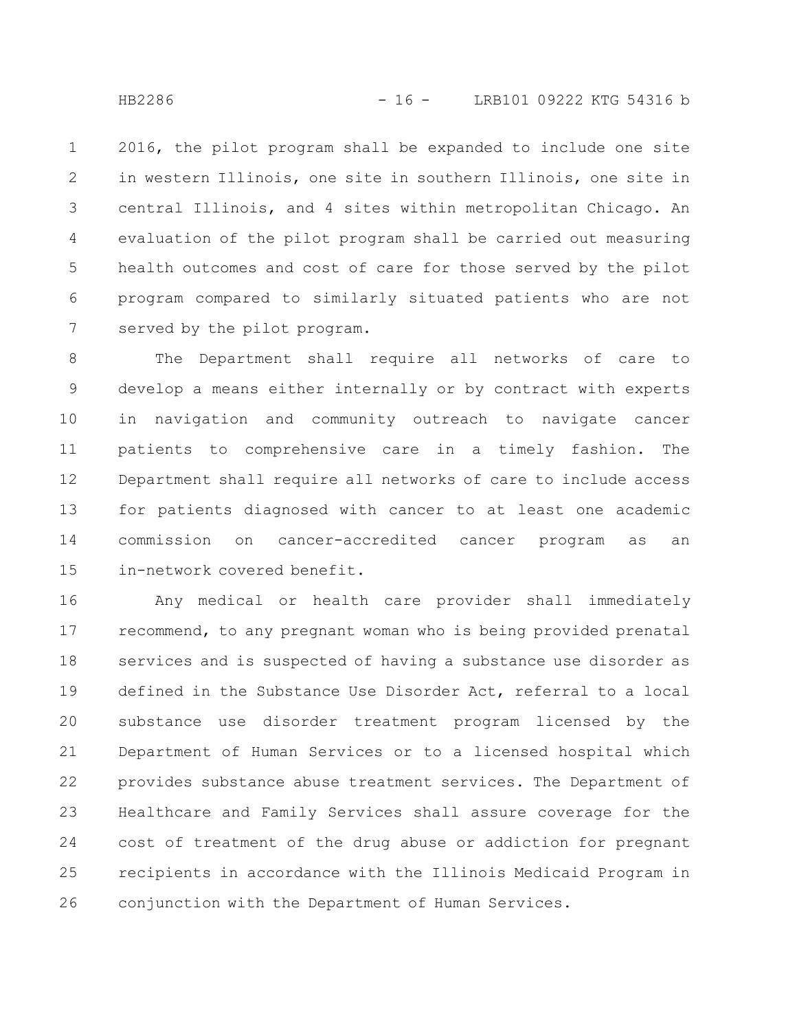2016, the pilot program shall be expanded to include one site in western Illinois, one site in southern Illinois, one site in central Illinois, and 4 sites within metropolitan Chicago. An evaluation of the pilot program shall be carried out measuring health outcomes and cost of care for those served by the pilot program compared to similarly situated patients who are not served by the pilot program.

The Department shall require all networks of care to develop a means either internally or by contract with experts in navigation and community outreach to navigate cancer patients to comprehensive care in a timely fashion. The Department shall require all networks of care to include access for patients diagnosed with cancer to at least one academic commission on cancer-accredited cancer program as an in-network covered benefit.

Any medical or health care provider shall immediately recommend, to any pregnant woman who is being provided prenatal services and is suspected of having a substance use disorder as defined in the Substance Use Disorder Act, referral to a local substance use disorder treatment program licensed by the Department of Human Services or to a licensed hospital which provides substance abuse treatment services. The Department of Healthcare and Family Services shall assure coverage for the cost of treatment of the drug abuse or addiction for pregnant recipients in accordance with the Illinois Medicaid Program in conjunction with the Department of Human Services.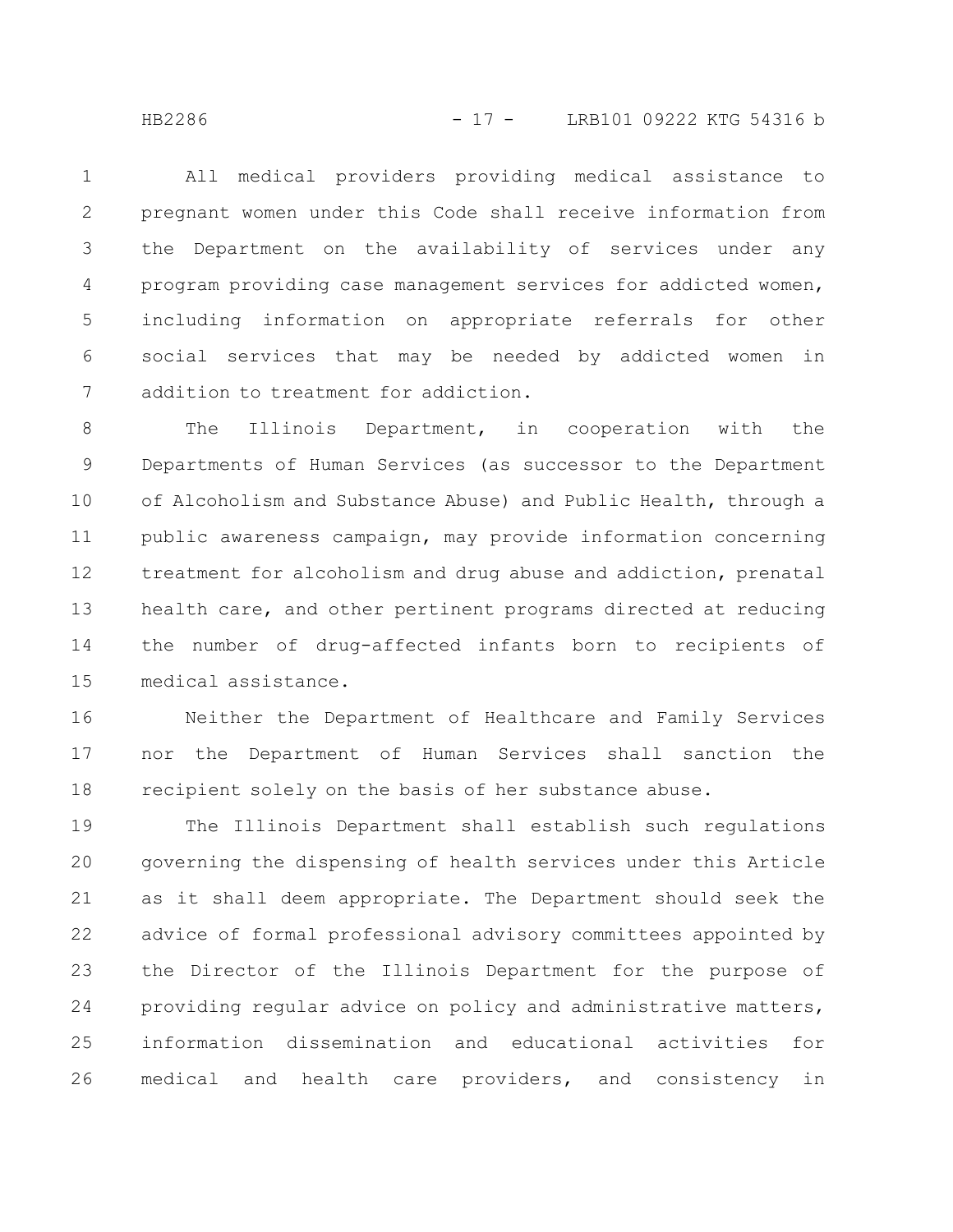All medical providers providing medical assistance to pregnant women under this Code shall receive information from the Department on the availability of services under any program providing case management services for addicted women, including information on appropriate referrals for other social services that may be needed by addicted women in addition to treatment for addiction.

The Illinois Department, in cooperation with the Departments of Human Services (as successor to the Department of Alcoholism and Substance Abuse) and Public Health, through a public awareness campaign, may provide information concerning treatment for alcoholism and drug abuse and addiction, prenatal health care, and other pertinent programs directed at reducing the number of drug-affected infants born to recipients of medical assistance.

Neither the Department of Healthcare and Family Services nor the Department of Human Services shall sanction the recipient solely on the basis of her substance abuse.

The Illinois Department shall establish such regulations governing the dispensing of health services under this Article as it shall deem appropriate. The Department should seek the advice of formal professional advisory committees appointed by the Director of the Illinois Department for the purpose of providing regular advice on policy and administrative matters, information dissemination and educational activities for medical and health care providers, and consistency in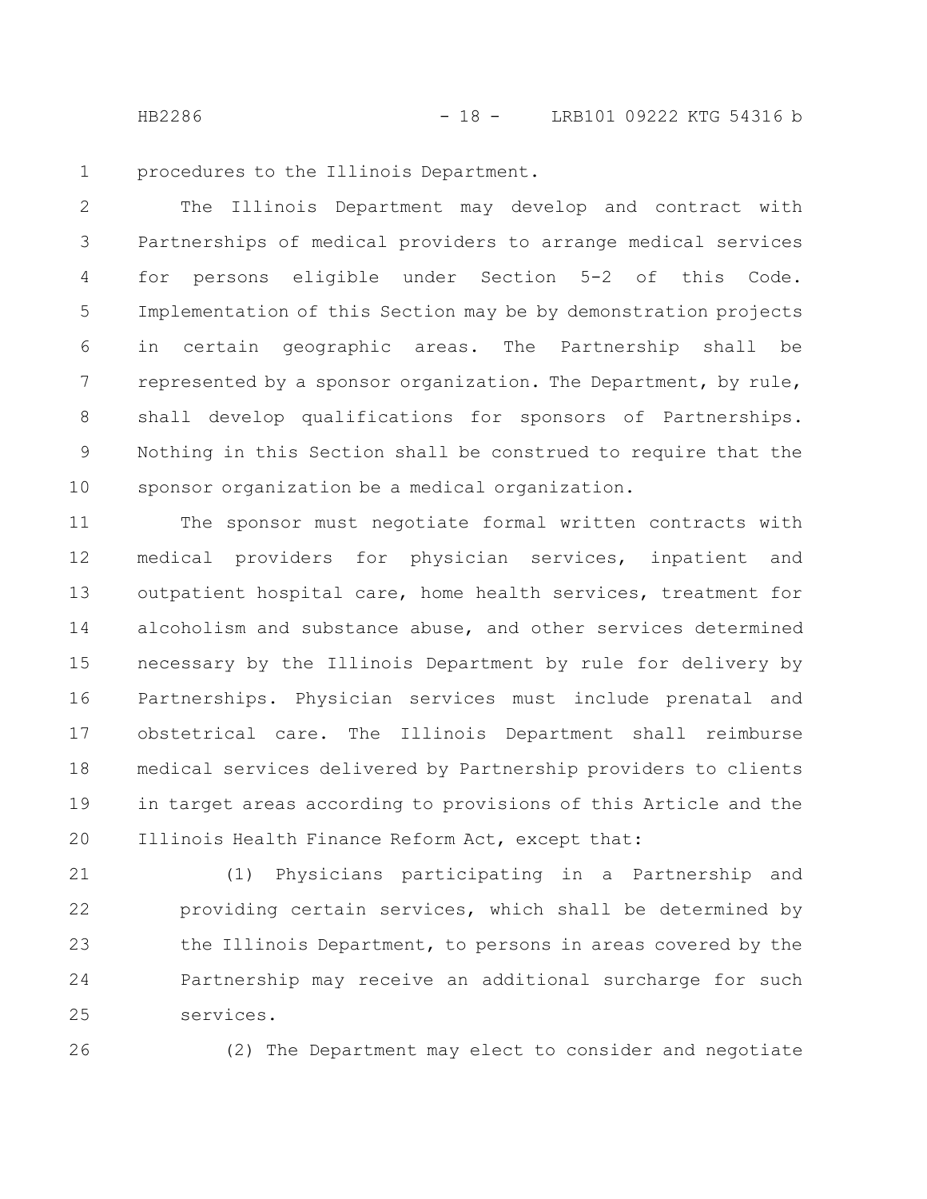procedures to the Illinois Department.

The Illinois Department may develop and contract with Partnerships of medical providers to arrange medical services for persons eligible under Section 5-2 of this Code. Implementation of this Section may be by demonstration projects in certain geographic areas. The Partnership shall be represented by a sponsor organization. The Department, by rule, shall develop qualifications for sponsors of Partnerships. Nothing in this Section shall be construed to require that the sponsor organization be a medical organization.

The sponsor must negotiate formal written contracts with medical providers for physician services, inpatient and outpatient hospital care, home health services, treatment for alcoholism and substance abuse, and other services determined necessary by the Illinois Department by rule for delivery by Partnerships. Physician services must include prenatal and obstetrical care. The Illinois Department shall reimburse medical services delivered by Partnership providers to clients in target areas according to provisions of this Article and the Illinois Health Finance Reform Act, except that:

(1) Physicians participating in a Partnership and providing certain services, which shall be determined by the Illinois Department, to persons in areas covered by the Partnership may receive an additional surcharge for such services.

(2) The Department may elect to consider and negotiate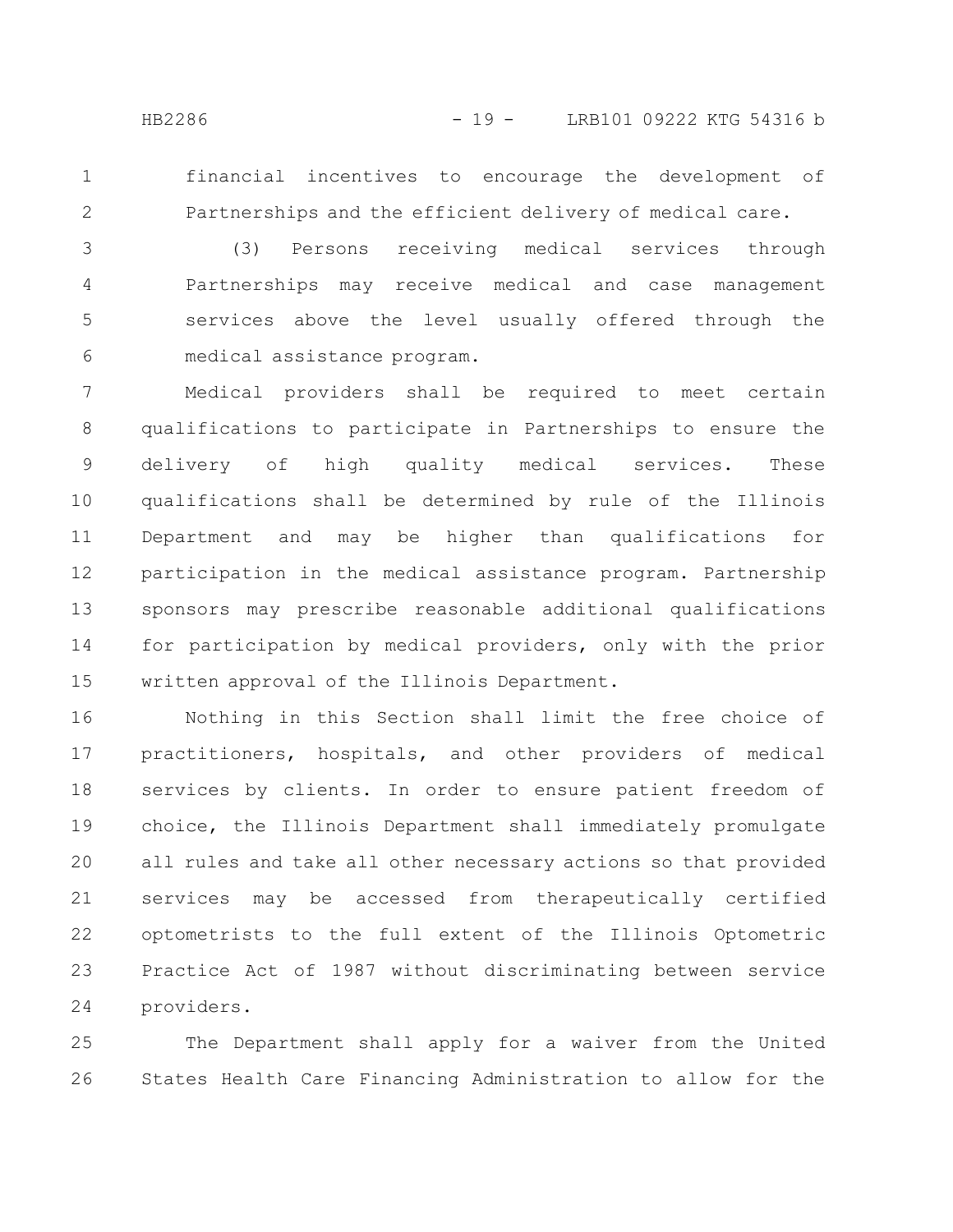financial incentives to encourage the development of Partnerships and the efficient delivery of medical care.

(3) Persons receiving medical services through Partnerships may receive medical and case management services above the level usually offered through the medical assistance program.

Medical providers shall be required to meet certain qualifications to participate in Partnerships to ensure the delivery of high quality medical services. These qualifications shall be determined by rule of the Illinois Department and may be higher than qualifications for participation in the medical assistance program. Partnership sponsors may prescribe reasonable additional qualifications for participation by medical providers, only with the prior written approval of the Illinois Department.

Nothing in this Section shall limit the free choice of practitioners, hospitals, and other providers of medical services by clients. In order to ensure patient freedom of choice, the Illinois Department shall immediately promulgate all rules and take all other necessary actions so that provided services may be accessed from therapeutically certified optometrists to the full extent of the Illinois Optometric Practice Act of 1987 without discriminating between service providers.

The Department shall apply for a waiver from the United States Health Care Financing Administration to allow for the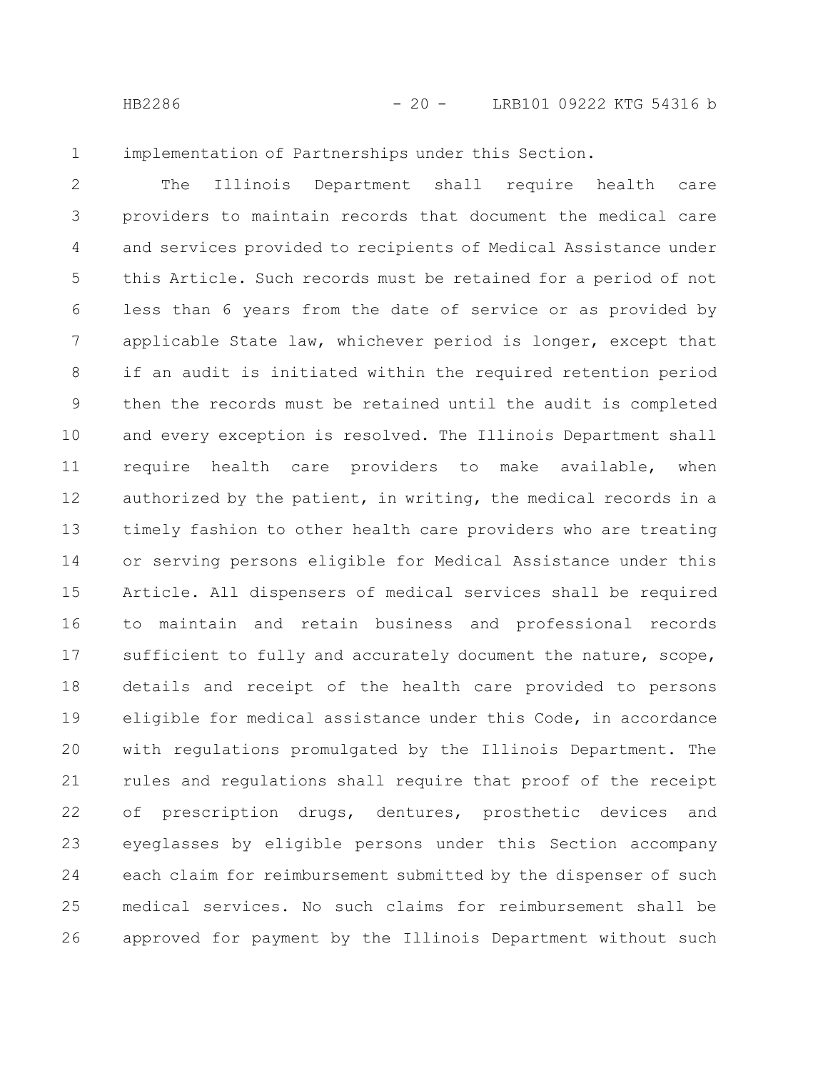implementation of Partnerships under this Section.

The Illinois Department shall require health care providers to maintain records that document the medical care and services provided to recipients of Medical Assistance under this Article. Such records must be retained for a period of not less than 6 years from the date of service or as provided by applicable State law, whichever period is longer, except that if an audit is initiated within the required retention period then the records must be retained until the audit is completed and every exception is resolved. The Illinois Department shall require health care providers to make available, when authorized by the patient, in writing, the medical records in a timely fashion to other health care providers who are treating or serving persons eligible for Medical Assistance under this Article. All dispensers of medical services shall be required to maintain and retain business and professional records sufficient to fully and accurately document the nature, scope, details and receipt of the health care provided to persons eligible for medical assistance under this Code, in accordance with regulations promulgated by the Illinois Department. The rules and regulations shall require that proof of the receipt of prescription drugs, dentures, prosthetic devices and eyeglasses by eligible persons under this Section accompany each claim for reimbursement submitted by the dispenser of such medical services. No such claims for reimbursement shall be approved for payment by the Illinois Department without such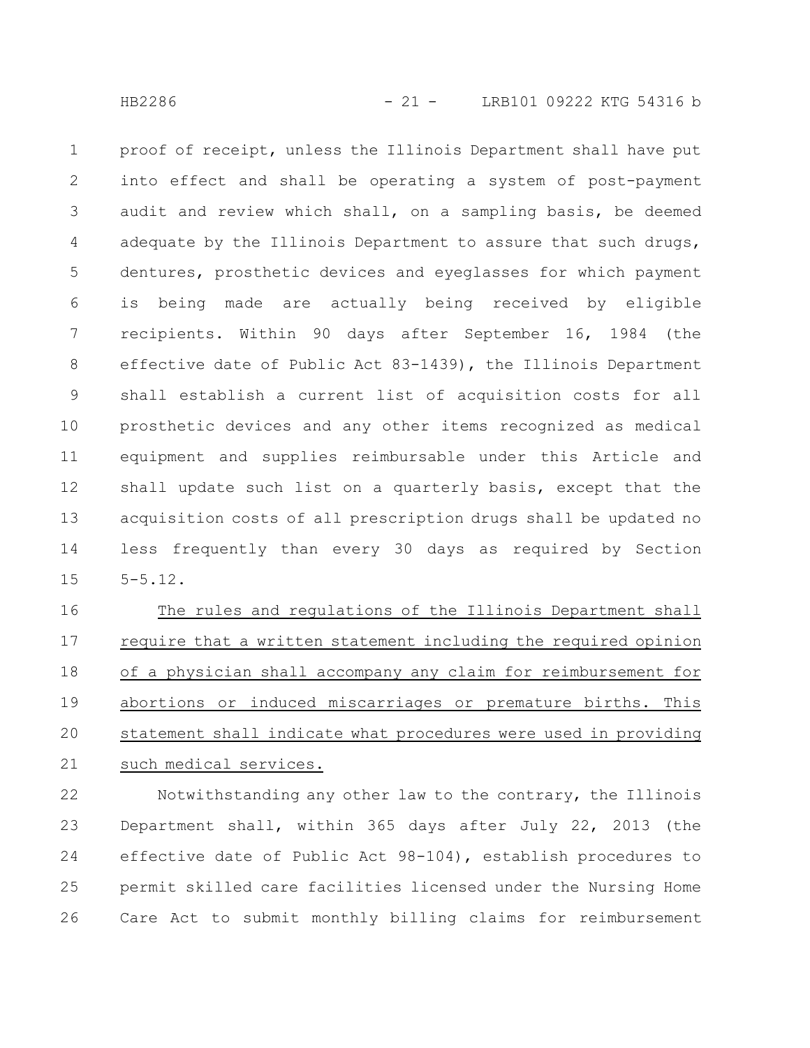proof of receipt, unless the Illinois Department shall have put into effect and shall be operating a system of post-payment audit and review which shall, on a sampling basis, be deemed adequate by the Illinois Department to assure that such drugs, dentures, prosthetic devices and eyeglasses for which payment is being made are actually being received by eligible recipients. Within 90 days after September 16, 1984 (the effective date of Public Act 83-1439), the Illinois Department shall establish a current list of acquisition costs for all prosthetic devices and any other items recognized as medical equipment and supplies reimbursable under this Article and shall update such list on a quarterly basis, except that the acquisition costs of all prescription drugs shall be updated no less frequently than every 30 days as required by Section 5-5.12.

The rules and regulations of the Illinois Department shall require that a written statement including the required opinion of a physician shall accompany any claim for reimbursement for abortions or induced miscarriages or premature births. This statement shall indicate what procedures were used in providing such medical services.

Notwithstanding any other law to the contrary, the Illinois Department shall, within 365 days after July 22, 2013 (the effective date of Public Act 98-104), establish procedures to permit skilled care facilities licensed under the Nursing Home Care Act to submit monthly billing claims for reimbursement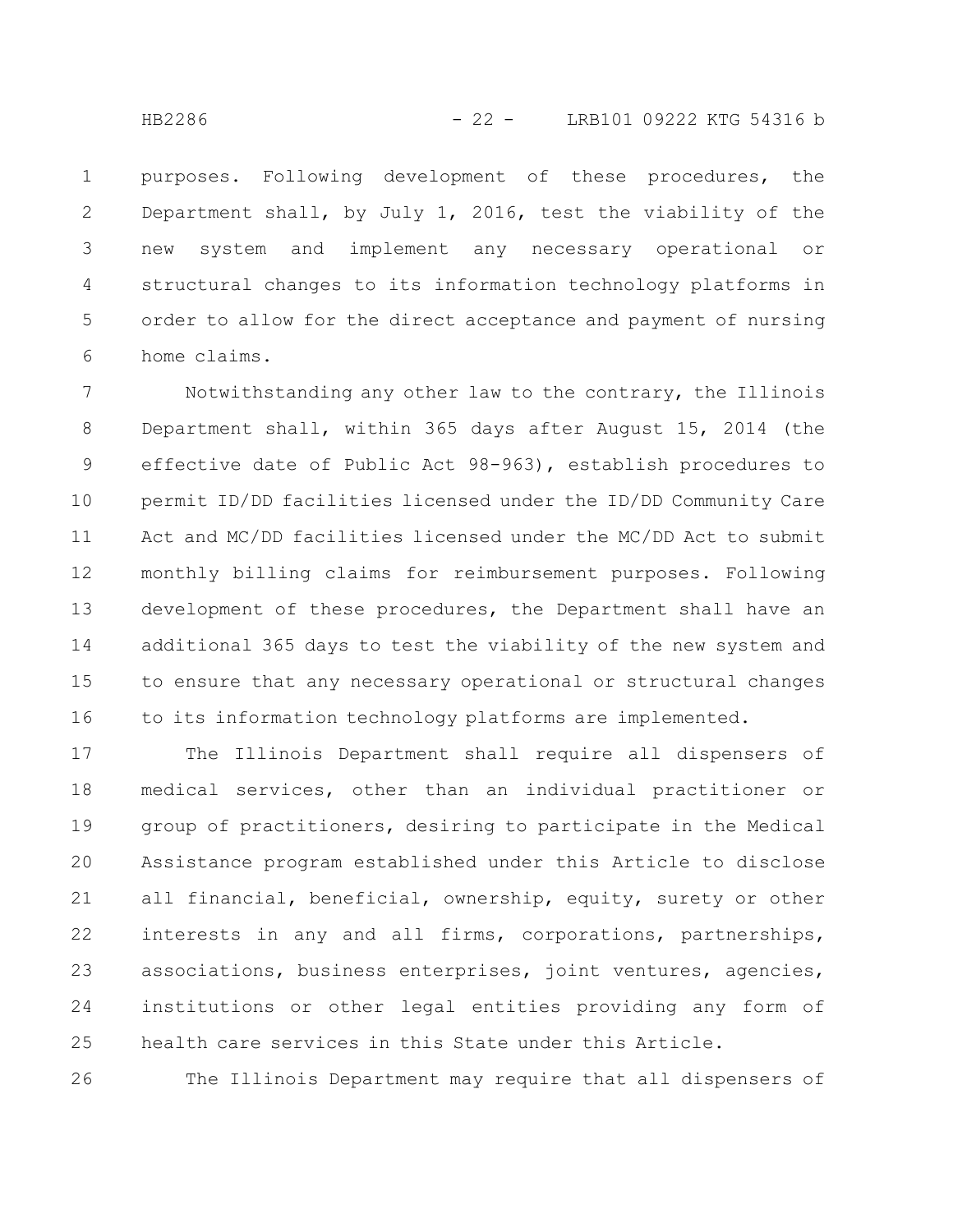purposes. Following development of these procedures, the Department shall, by July 1, 2016, test the viability of the new system and implement any necessary operational or structural changes to its information technology platforms in order to allow for the direct acceptance and payment of nursing home claims.

Notwithstanding any other law to the contrary, the Illinois Department shall, within 365 days after August 15, 2014 (the effective date of Public Act 98-963), establish procedures to permit ID/DD facilities licensed under the ID/DD Community Care Act and MC/DD facilities licensed under the MC/DD Act to submit monthly billing claims for reimbursement purposes. Following development of these procedures, the Department shall have an additional 365 days to test the viability of the new system and to ensure that any necessary operational or structural changes to its information technology platforms are implemented.

The Illinois Department shall require all dispensers of medical services, other than an individual practitioner or group of practitioners, desiring to participate in the Medical Assistance program established under this Article to disclose all financial, beneficial, ownership, equity, surety or other interests in any and all firms, corporations, partnerships, associations, business enterprises, joint ventures, agencies, institutions or other legal entities providing any form of health care services in this State under this Article.

The Illinois Department may require that all dispensers of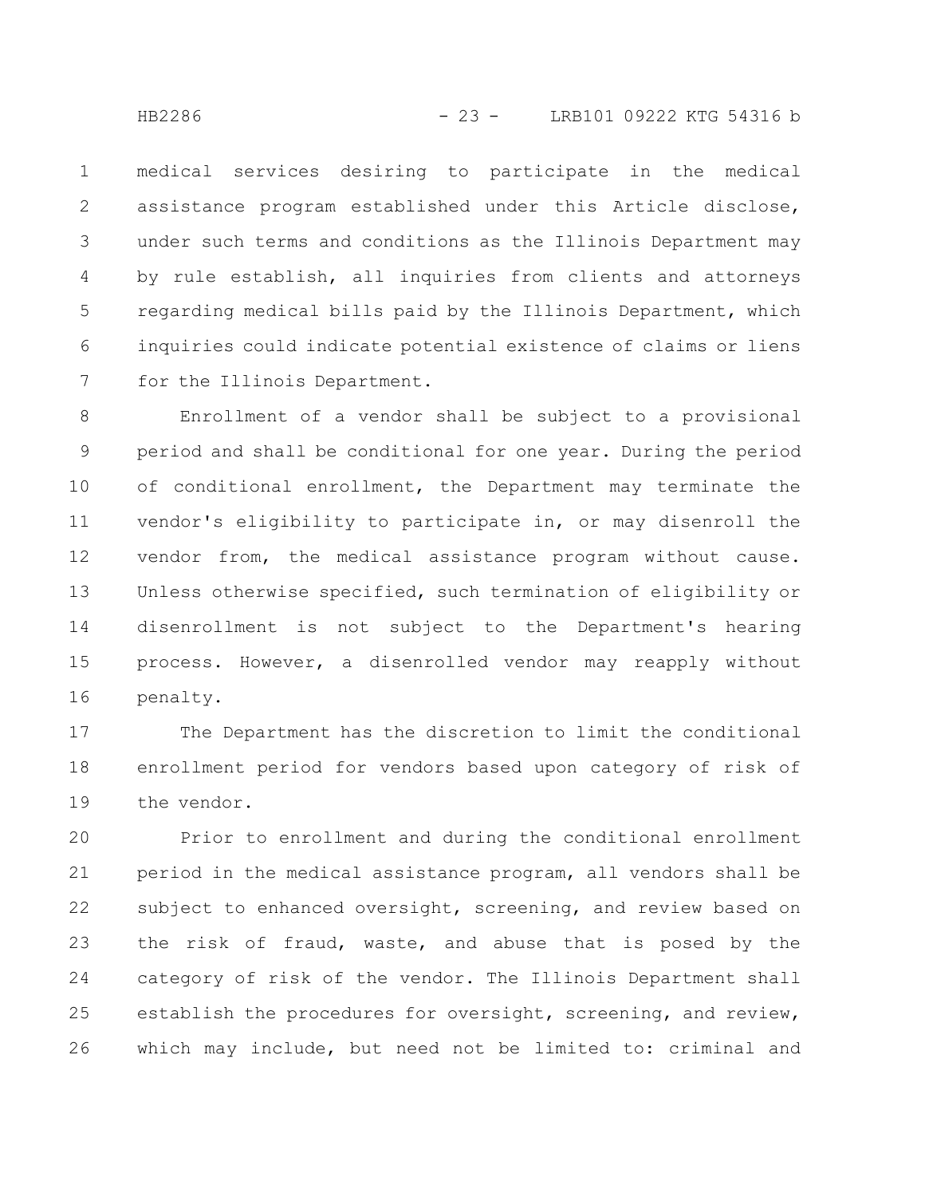medical services desiring to participate in the medical assistance program established under this Article disclose, under such terms and conditions as the Illinois Department may by rule establish, all inquiries from clients and attorneys regarding medical bills paid by the Illinois Department, which inquiries could indicate potential existence of claims or liens for the Illinois Department.

Enrollment of a vendor shall be subject to a provisional period and shall be conditional for one year. During the period of conditional enrollment, the Department may terminate the vendor's eligibility to participate in, or may disenroll the vendor from, the medical assistance program without cause. Unless otherwise specified, such termination of eligibility or disenrollment is not subject to the Department's hearing process. However, a disenrolled vendor may reapply without penalty.

The Department has the discretion to limit the conditional enrollment period for vendors based upon category of risk of the vendor.

Prior to enrollment and during the conditional enrollment period in the medical assistance program, all vendors shall be subject to enhanced oversight, screening, and review based on the risk of fraud, waste, and abuse that is posed by the category of risk of the vendor. The Illinois Department shall establish the procedures for oversight, screening, and review, which may include, but need not be limited to: criminal and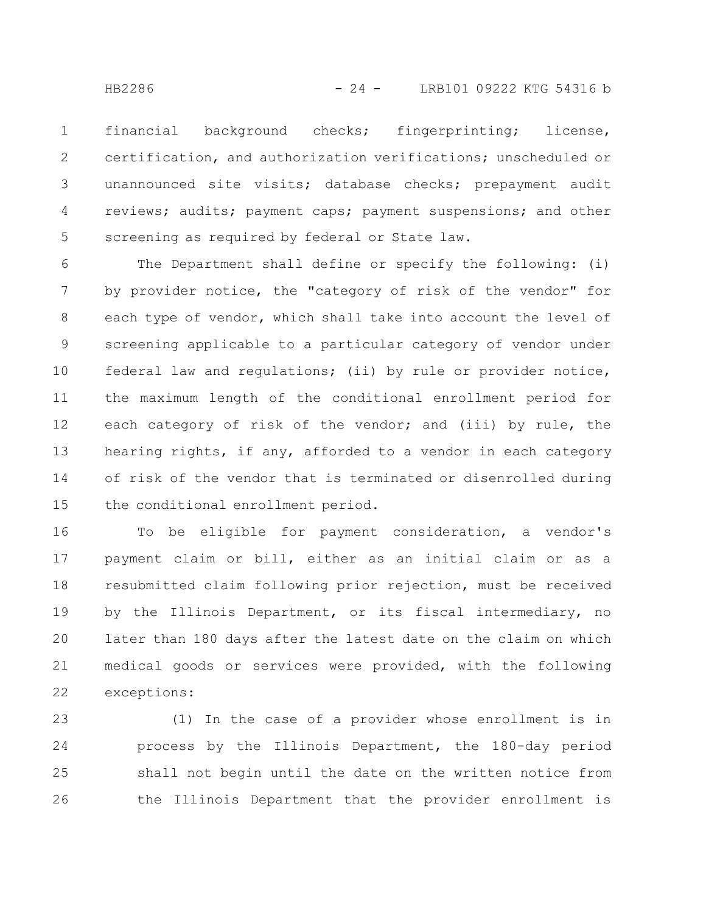financial background checks; fingerprinting; license, certification, and authorization verifications; unscheduled or unannounced site visits; database checks; prepayment audit reviews; audits; payment caps; payment suspensions; and other screening as required by federal or State law.

The Department shall define or specify the following: (i) by provider notice, the "category of risk of the vendor" for each type of vendor, which shall take into account the level of screening applicable to a particular category of vendor under federal law and regulations; (ii) by rule or provider notice, the maximum length of the conditional enrollment period for each category of risk of the vendor; and (iii) by rule, the hearing rights, if any, afforded to a vendor in each category of risk of the vendor that is terminated or disenrolled during the conditional enrollment period.

To be eligible for payment consideration, a vendor's payment claim or bill, either as an initial claim or as a resubmitted claim following prior rejection, must be received by the Illinois Department, or its fiscal intermediary, no later than 180 days after the latest date on the claim on which medical goods or services were provided, with the following exceptions:

(1) In the case of a provider whose enrollment is in process by the Illinois Department, the 180-day period shall not begin until the date on the written notice from the Illinois Department that the provider enrollment is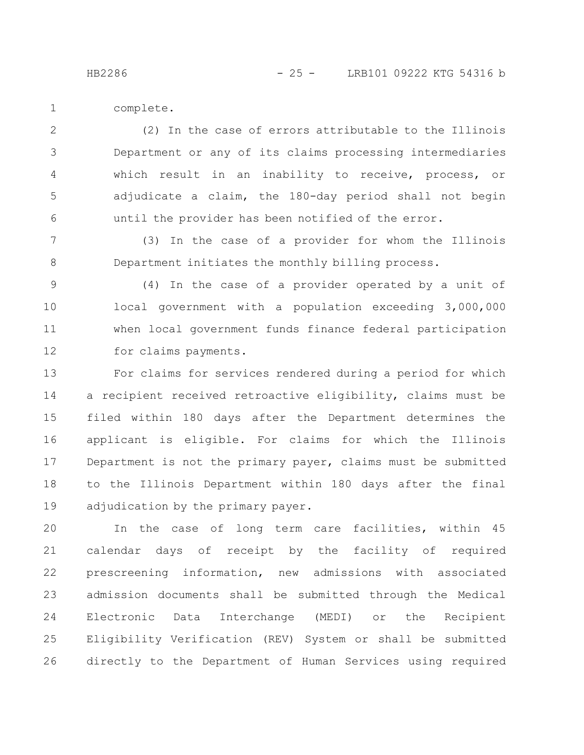complete.

(2) In the case of errors attributable to the Illinois Department or any of its claims processing intermediaries which result in an inability to receive, process, or adjudicate a claim, the 180-day period shall not begin until the provider has been notified of the error.

(3) In the case of a provider for whom the Illinois Department initiates the monthly billing process.

(4) In the case of a provider operated by a unit of local government with a population exceeding 3,000,000 when local government funds finance federal participation for claims payments.

For claims for services rendered during a period for which a recipient received retroactive eligibility, claims must be filed within 180 days after the Department determines the applicant is eligible. For claims for which the Illinois Department is not the primary payer, claims must be submitted to the Illinois Department within 180 days after the final adjudication by the primary payer.

In the case of long term care facilities, within 45 calendar days of receipt by the facility of required prescreening information, new admissions with associated admission documents shall be submitted through the Medical Electronic Data Interchange (MEDI) or the Recipient Eligibility Verification (REV) System or shall be submitted directly to the Department of Human Services using required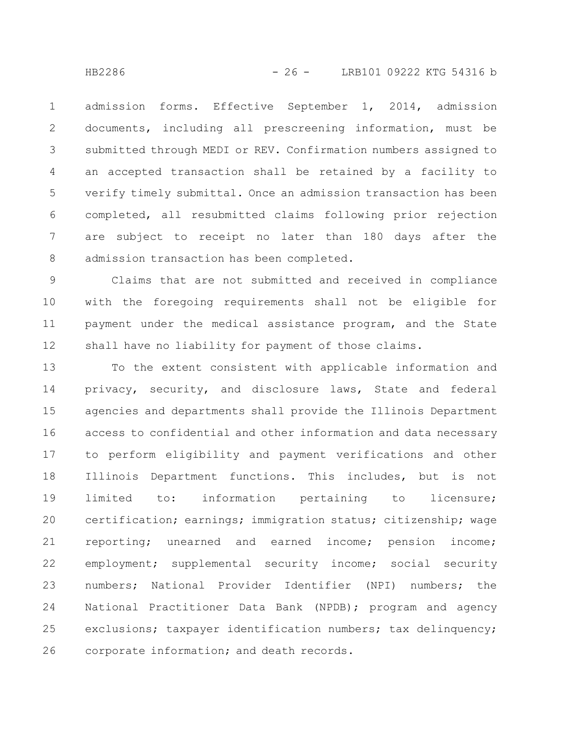admission forms. Effective September 1, 2014, admission documents, including all prescreening information, must be submitted through MEDI or REV. Confirmation numbers assigned to an accepted transaction shall be retained by a facility to verify timely submittal. Once an admission transaction has been completed, all resubmitted claims following prior rejection are subject to receipt no later than 180 days after the admission transaction has been completed.

Claims that are not submitted and received in compliance with the foregoing requirements shall not be eligible for payment under the medical assistance program, and the State shall have no liability for payment of those claims.

To the extent consistent with applicable information and privacy, security, and disclosure laws, State and federal agencies and departments shall provide the Illinois Department access to confidential and other information and data necessary to perform eligibility and payment verifications and other Illinois Department functions. This includes, but is not limited to: information pertaining to licensure; certification; earnings; immigration status; citizenship; wage reporting; unearned and earned income; pension income; employment; supplemental security income; social security numbers; National Provider Identifier (NPI) numbers; the National Practitioner Data Bank (NPDB); program and agency exclusions; taxpayer identification numbers; tax delinquency; corporate information; and death records.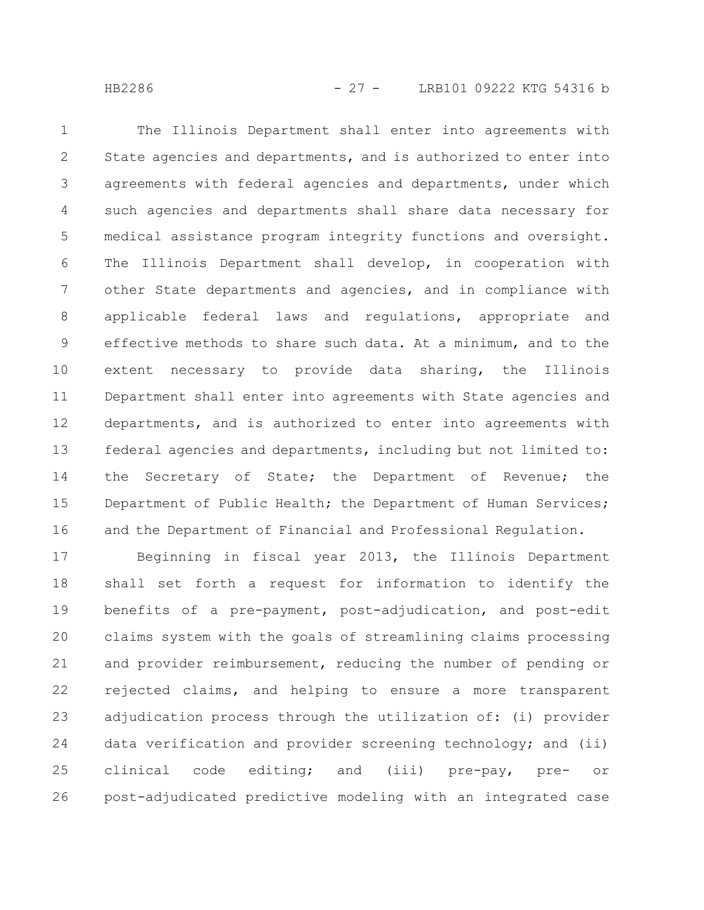The Illinois Department shall enter into agreements with State agencies and departments, and is authorized to enter into agreements with federal agencies and departments, under which such agencies and departments shall share data necessary for medical assistance program integrity functions and oversight. The Illinois Department shall develop, in cooperation with other State departments and agencies, and in compliance with applicable federal laws and regulations, appropriate and effective methods to share such data. At a minimum, and to the extent necessary to provide data sharing, the Illinois Department shall enter into agreements with State agencies and departments, and is authorized to enter into agreements with federal agencies and departments, including but not limited to: the Secretary of State; the Department of Revenue; the Department of Public Health; the Department of Human Services; and the Department of Financial and Professional Regulation.

Beginning in fiscal year 2013, the Illinois Department shall set forth a request for information to identify the benefits of a pre-payment, post-adjudication, and post-edit claims system with the goals of streamlining claims processing and provider reimbursement, reducing the number of pending or rejected claims, and helping to ensure a more transparent adjudication process through the utilization of: (i) provider data verification and provider screening technology; and (ii) clinical code editing; and (iii) pre-pay, pre- or post-adjudicated predictive modeling with an integrated case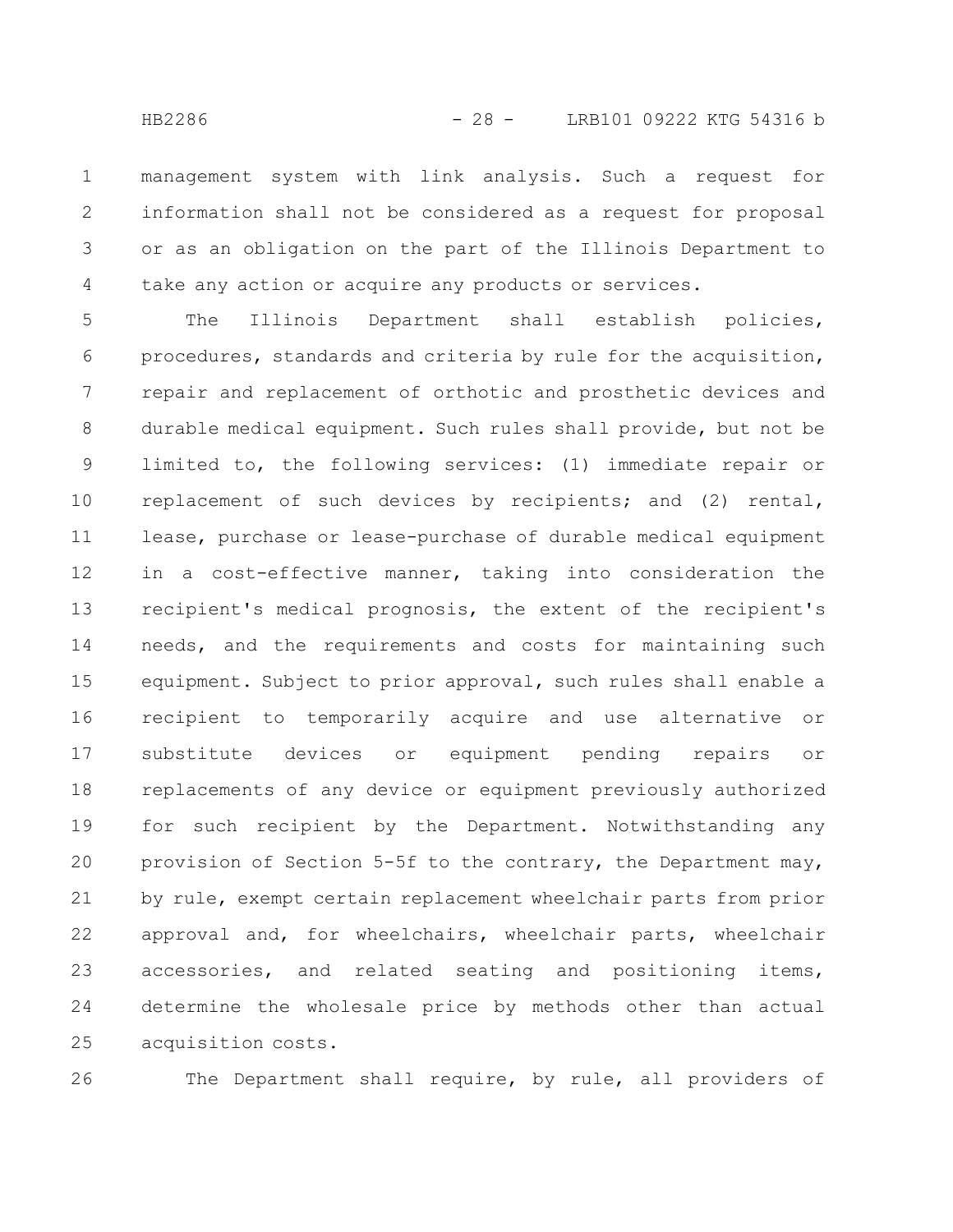management system with link analysis. Such a request for information shall not be considered as a request for proposal or as an obligation on the part of the Illinois Department to take any action or acquire any products or services.

The Illinois Department shall establish policies, procedures, standards and criteria by rule for the acquisition, repair and replacement of orthotic and prosthetic devices and durable medical equipment. Such rules shall provide, but not be limited to, the following services: (1) immediate repair or replacement of such devices by recipients; and (2) rental, lease, purchase or lease-purchase of durable medical equipment in a cost-effective manner, taking into consideration the recipient's medical prognosis, the extent of the recipient's needs, and the requirements and costs for maintaining such equipment. Subject to prior approval, such rules shall enable a recipient to temporarily acquire and use alternative or substitute devices or equipment pending repairs or replacements of any device or equipment previously authorized for such recipient by the Department. Notwithstanding any provision of Section 5-5f to the contrary, the Department may, by rule, exempt certain replacement wheelchair parts from prior approval and, for wheelchairs, wheelchair parts, wheelchair accessories, and related seating and positioning items, determine the wholesale price by methods other than actual acquisition costs.

The Department shall require, by rule, all providers of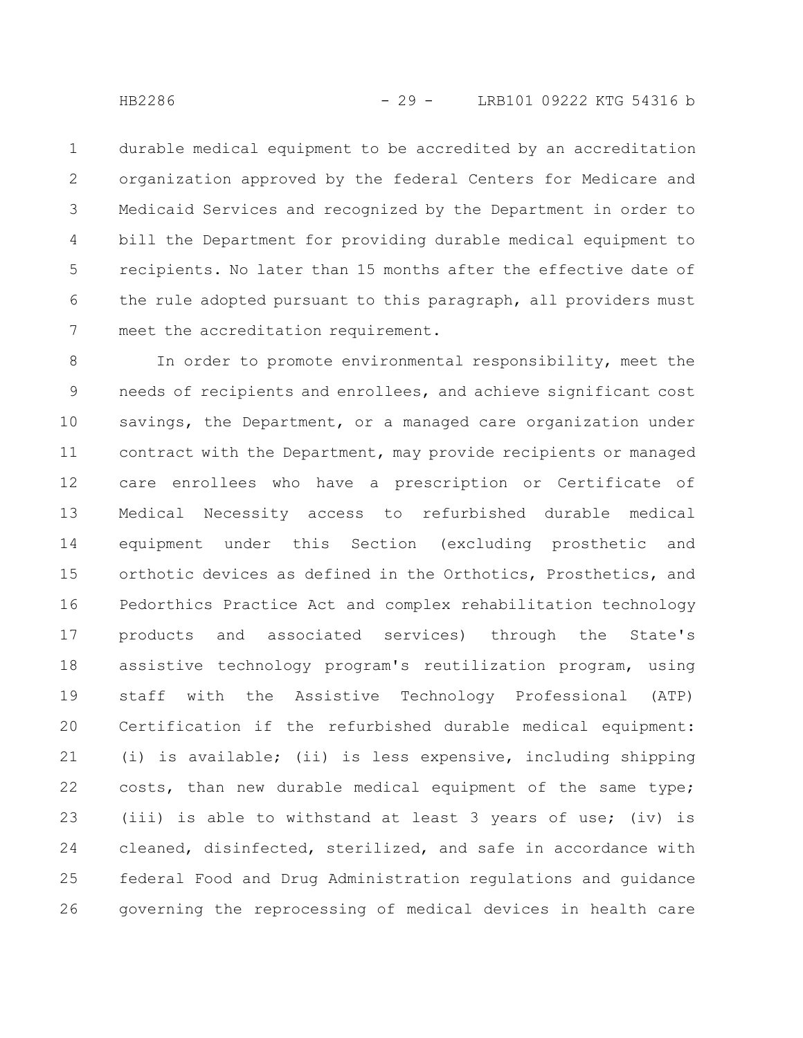durable medical equipment to be accredited by an accreditation organization approved by the federal Centers for Medicare and Medicaid Services and recognized by the Department in order to bill the Department for providing durable medical equipment to recipients. No later than 15 months after the effective date of the rule adopted pursuant to this paragraph, all providers must meet the accreditation requirement.

In order to promote environmental responsibility, meet the needs of recipients and enrollees, and achieve significant cost savings, the Department, or a managed care organization under contract with the Department, may provide recipients or managed care enrollees who have a prescription or Certificate of Medical Necessity access to refurbished durable medical equipment under this Section (excluding prosthetic and orthotic devices as defined in the Orthotics, Prosthetics, and Pedorthics Practice Act and complex rehabilitation technology products and associated services) through the State's assistive technology program's reutilization program, using staff with the Assistive Technology Professional (ATP) Certification if the refurbished durable medical equipment: (i) is available; (ii) is less expensive, including shipping costs, than new durable medical equipment of the same type; (iii) is able to withstand at least 3 years of use; (iv) is cleaned, disinfected, sterilized, and safe in accordance with federal Food and Drug Administration regulations and guidance governing the reprocessing of medical devices in health care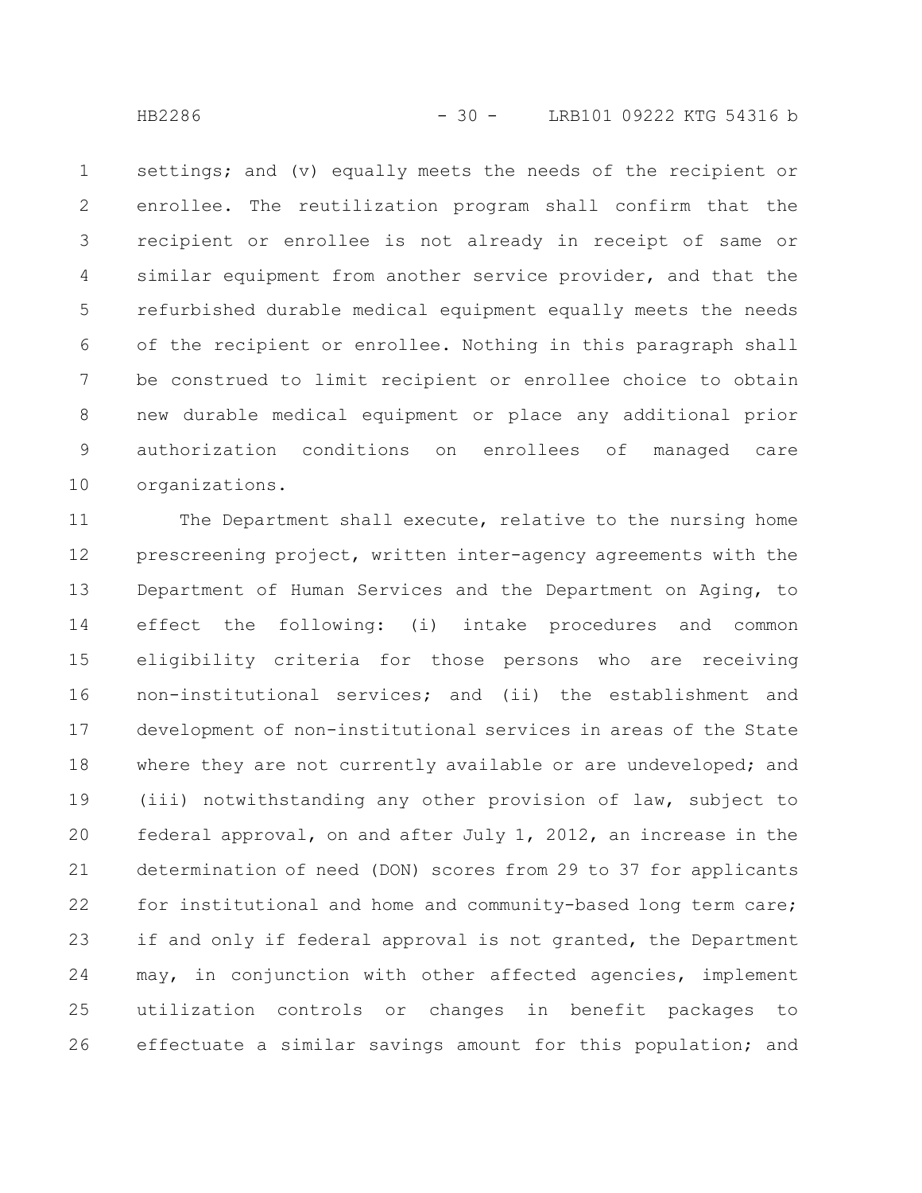settings; and (v) equally meets the needs of the recipient or enrollee. The reutilization program shall confirm that the recipient or enrollee is not already in receipt of same or similar equipment from another service provider, and that the refurbished durable medical equipment equally meets the needs of the recipient or enrollee. Nothing in this paragraph shall be construed to limit recipient or enrollee choice to obtain new durable medical equipment or place any additional prior authorization conditions on enrollees of managed care organizations.

The Department shall execute, relative to the nursing home prescreening project, written inter-agency agreements with the Department of Human Services and the Department on Aging, to effect the following: (i) intake procedures and common eligibility criteria for those persons who are receiving non-institutional services; and (ii) the establishment and development of non-institutional services in areas of the State where they are not currently available or are undeveloped; and (iii) notwithstanding any other provision of law, subject to federal approval, on and after July 1, 2012, an increase in the determination of need (DON) scores from 29 to 37 for applicants for institutional and home and community-based long term care; if and only if federal approval is not granted, the Department may, in conjunction with other affected agencies, implement utilization controls or changes in benefit packages to effectuate a similar savings amount for this population; and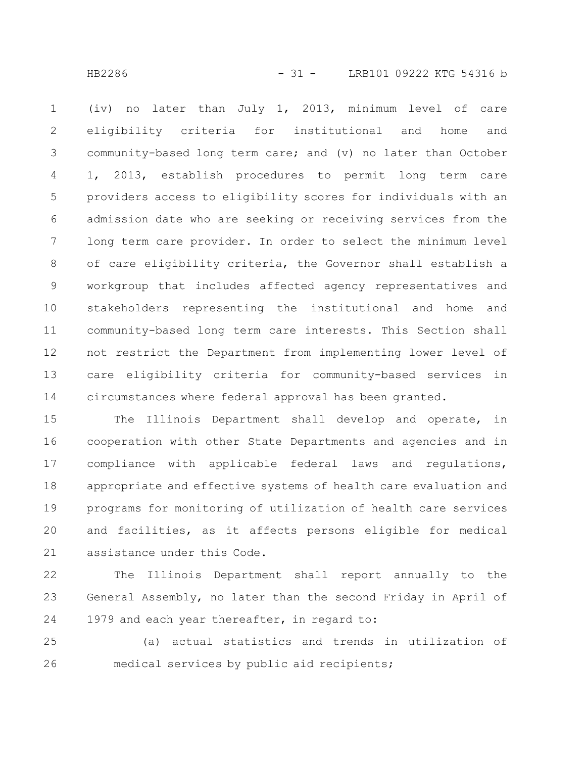(iv) no later than July 1, 2013, minimum level of care eligibility criteria for institutional and home and community-based long term care; and (v) no later than October 1, 2013, establish procedures to permit long term care providers access to eligibility scores for individuals with an admission date who are seeking or receiving services from the long term care provider. In order to select the minimum level of care eligibility criteria, the Governor shall establish a workgroup that includes affected agency representatives and stakeholders representing the institutional and home and community-based long term care interests. This Section shall not restrict the Department from implementing lower level of care eligibility criteria for community-based services in circumstances where federal approval has been granted.

The Illinois Department shall develop and operate, in cooperation with other State Departments and agencies and in compliance with applicable federal laws and regulations, appropriate and effective systems of health care evaluation and programs for monitoring of utilization of health care services and facilities, as it affects persons eligible for medical assistance under this Code.

The Illinois Department shall report annually to the General Assembly, no later than the second Friday in April of 1979 and each year thereafter, in regard to:

(a) actual statistics and trends in utilization of medical services by public aid recipients;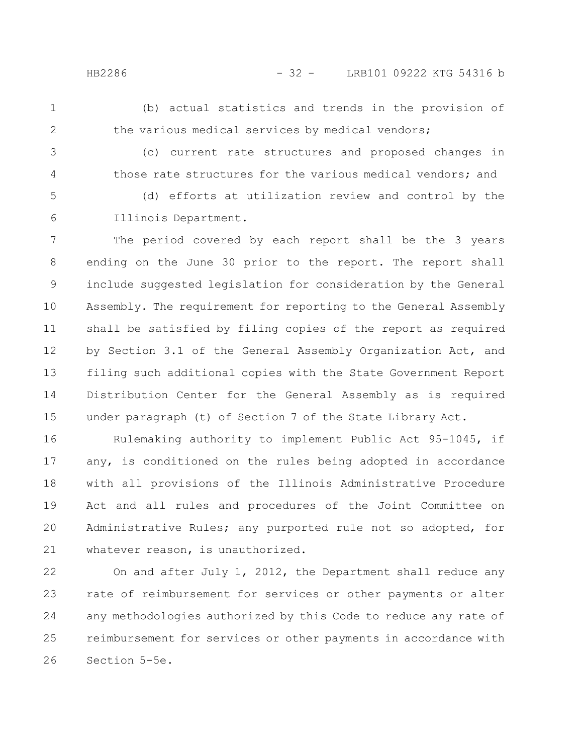(b) actual statistics and trends in the provision of the various medical services by medical vendors;

(c) current rate structures and proposed changes in those rate structures for the various medical vendors; and

(d) efforts at utilization review and control by the Illinois Department.

The period covered by each report shall be the 3 years ending on the June 30 prior to the report. The report shall include suggested legislation for consideration by the General Assembly. The requirement for reporting to the General Assembly shall be satisfied by filing copies of the report as required by Section 3.1 of the General Assembly Organization Act, and filing such additional copies with the State Government Report Distribution Center for the General Assembly as is required under paragraph (t) of Section 7 of the State Library Act.

Rulemaking authority to implement Public Act 95-1045, if any, is conditioned on the rules being adopted in accordance with all provisions of the Illinois Administrative Procedure Act and all rules and procedures of the Joint Committee on Administrative Rules; any purported rule not so adopted, for whatever reason, is unauthorized.

On and after July 1, 2012, the Department shall reduce any rate of reimbursement for services or other payments or alter any methodologies authorized by this Code to reduce any rate of reimbursement for services or other payments in accordance with Section 5-5e.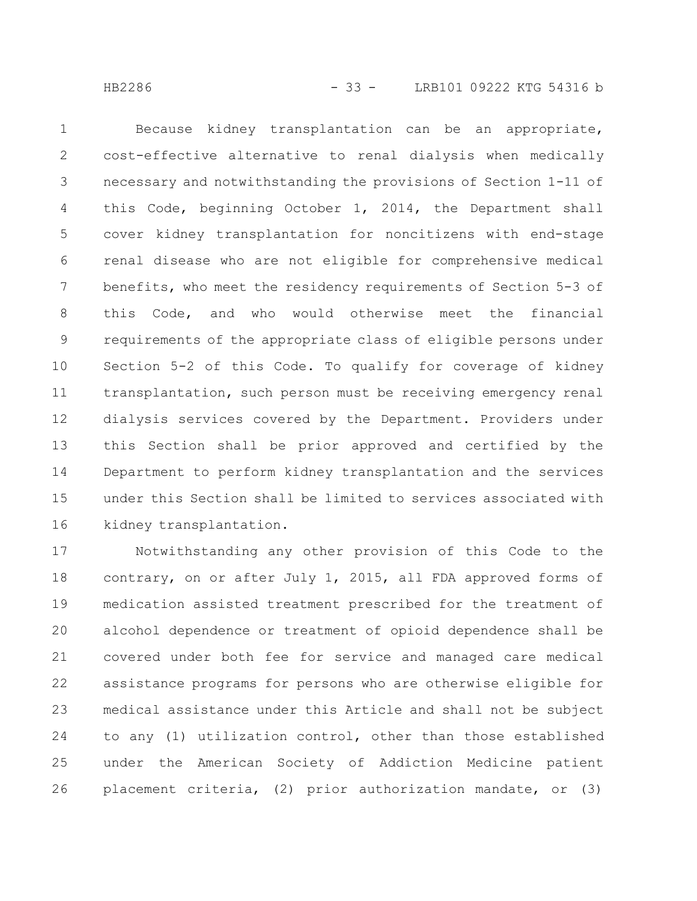Because kidney transplantation can be an appropriate, cost-effective alternative to renal dialysis when medically necessary and notwithstanding the provisions of Section 1-11 of this Code, beginning October 1, 2014, the Department shall cover kidney transplantation for noncitizens with end-stage renal disease who are not eligible for comprehensive medical benefits, who meet the residency requirements of Section 5-3 of this Code, and who would otherwise meet the financial requirements of the appropriate class of eligible persons under Section 5-2 of this Code. To qualify for coverage of kidney transplantation, such person must be receiving emergency renal dialysis services covered by the Department. Providers under this Section shall be prior approved and certified by the Department to perform kidney transplantation and the services under this Section shall be limited to services associated with kidney transplantation.

Notwithstanding any other provision of this Code to the contrary, on or after July 1, 2015, all FDA approved forms of medication assisted treatment prescribed for the treatment of alcohol dependence or treatment of opioid dependence shall be covered under both fee for service and managed care medical assistance programs for persons who are otherwise eligible for medical assistance under this Article and shall not be subject to any (1) utilization control, other than those established under the American Society of Addiction Medicine patient placement criteria, (2) prior authorization mandate, or (3)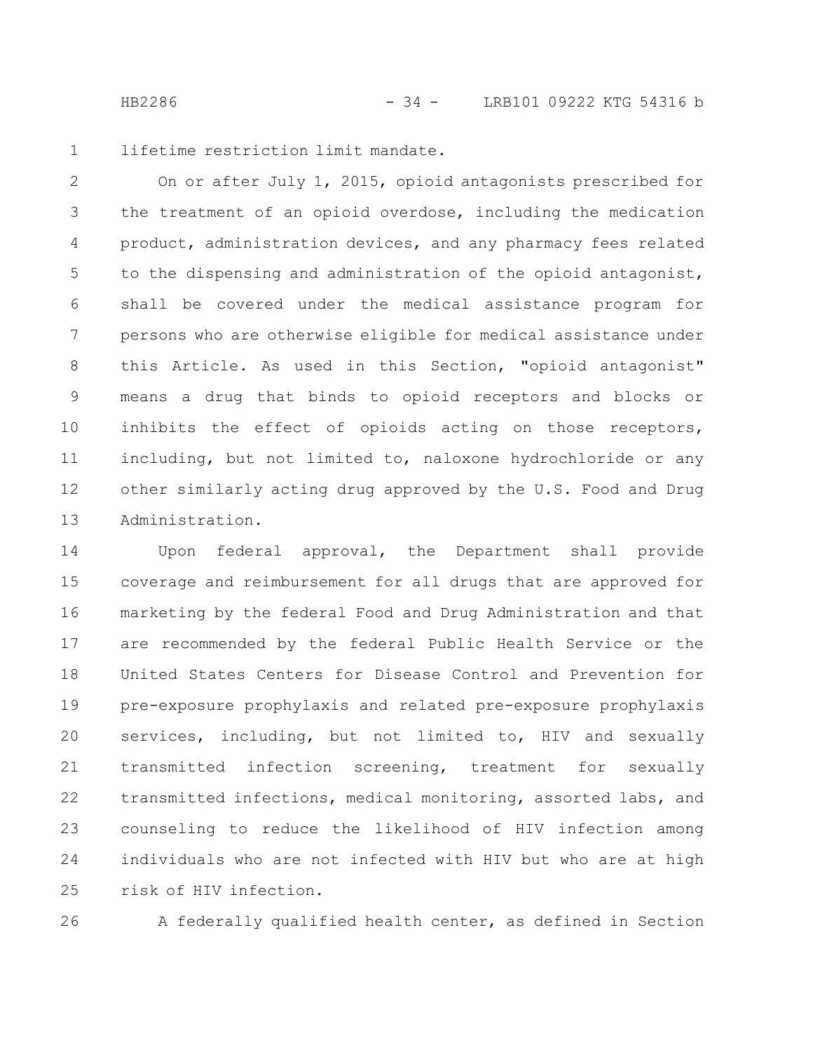lifetime restriction limit mandate.

On or after July 1, 2015, opioid antagonists prescribed for the treatment of an opioid overdose, including the medication product, administration devices, and any pharmacy fees related to the dispensing and administration of the opioid antagonist, shall be covered under the medical assistance program for persons who are otherwise eligible for medical assistance under this Article. As used in this Section, "opioid antagonist" means a drug that binds to opioid receptors and blocks or inhibits the effect of opioids acting on those receptors, including, but not limited to, naloxone hydrochloride or any other similarly acting drug approved by the U.S. Food and Drug Administration.

Upon federal approval, the Department shall provide coverage and reimbursement for all drugs that are approved for marketing by the federal Food and Drug Administration and that are recommended by the federal Public Health Service or the United States Centers for Disease Control and Prevention for pre-exposure prophylaxis and related pre-exposure prophylaxis services, including, but not limited to, HIV and sexually transmitted infection screening, treatment for sexually transmitted infections, medical monitoring, assorted labs, and counseling to reduce the likelihood of HIV infection among individuals who are not infected with HIV but who are at high risk of HIV infection.

A federally qualified health center, as defined in Section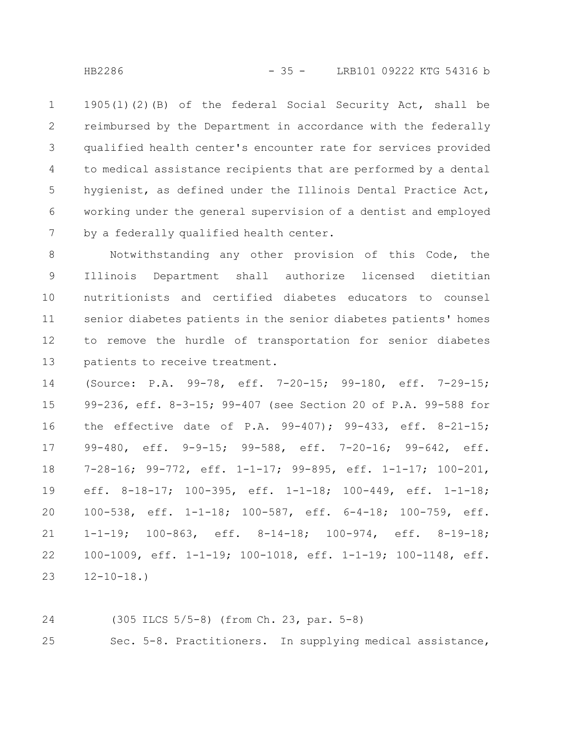1905(l)(2)(B) of the federal Social Security Act, shall be reimbursed by the Department in accordance with the federally qualified health center's encounter rate for services provided to medical assistance recipients that are performed by a dental hygienist, as defined under the Illinois Dental Practice Act, working under the general supervision of a dentist and employed by a federally qualified health center.

Notwithstanding any other provision of this Code, the Illinois Department shall authorize licensed dietitian nutritionists and certified diabetes educators to counsel senior diabetes patients in the senior diabetes patients' homes to remove the hurdle of transportation for senior diabetes patients to receive treatment.

(Source: P.A. 99-78, eff. 7-20-15; 99-180, eff. 7-29-15; 99-236, eff. 8-3-15; 99-407 (see Section 20 of P.A. 99-588 for the effective date of P.A. 99-407); 99-433, eff. 8-21-15; 99-480, eff. 9-9-15; 99-588, eff. 7-20-16; 99-642, eff. 7-28-16; 99-772, eff. 1-1-17; 99-895, eff. 1-1-17; 100-201, eff. 8-18-17; 100-395, eff. 1-1-18; 100-449, eff. 1-1-18; 100-538, eff. 1-1-18; 100-587, eff. 6-4-18; 100-759, eff. 1-1-19; 100-863, eff. 8-14-18; 100-974, eff. 8-19-18; 100-1009, eff. 1-1-19; 100-1018, eff. 1-1-19; 100-1148, eff. 12-10-18.)

(305 ILCS 5/5-8) (from Ch. 23, par. 5-8)

Sec. 5-8. Practitioners. In supplying medical assistance,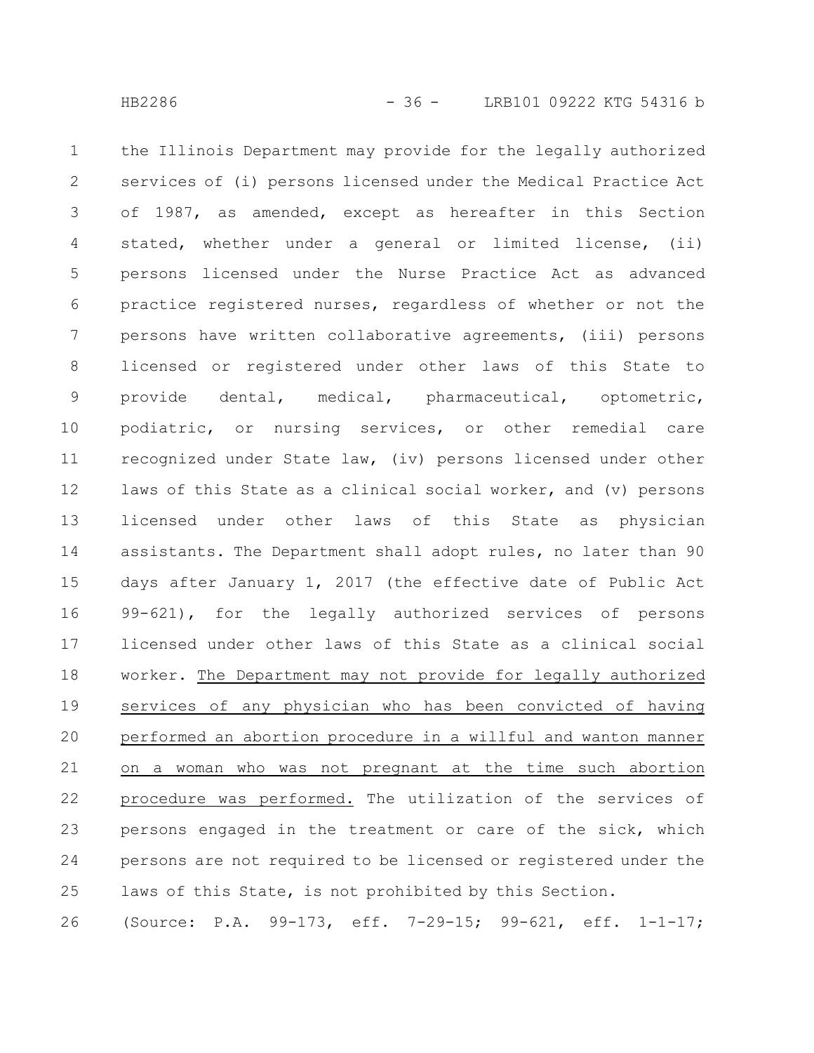the Illinois Department may provide for the legally authorized services of (i) persons licensed under the Medical Practice Act of 1987, as amended, except as hereafter in this Section stated, whether under a general or limited license, (ii) persons licensed under the Nurse Practice Act as advanced practice registered nurses, regardless of whether or not the persons have written collaborative agreements, (iii) persons licensed or registered under other laws of this State to provide dental, medical, pharmaceutical, optometric, podiatric, or nursing services, or other remedial care recognized under State law, (iv) persons licensed under other laws of this State as a clinical social worker, and (v) persons licensed under other laws of this State as physician assistants. The Department shall adopt rules, no later than 90 days after January 1, 2017 (the effective date of Public Act 99-621), for the legally authorized services of persons licensed under other laws of this State as a clinical social worker. <u>The Department may not provide for legally authorized services of any physician who has been convicted of having performed an abortion procedure in a willful and wanton manner on a woman who was not pregnant at the time such abortion procedure was performed.</u> The utilization of the services of persons engaged in the treatment or care of the sick, which persons are not required to be licensed or registered under the laws of this State, is not prohibited by this Section.

(Source: P.A. 99-173, eff. 7-29-15; 99-621, eff. 1-1-17;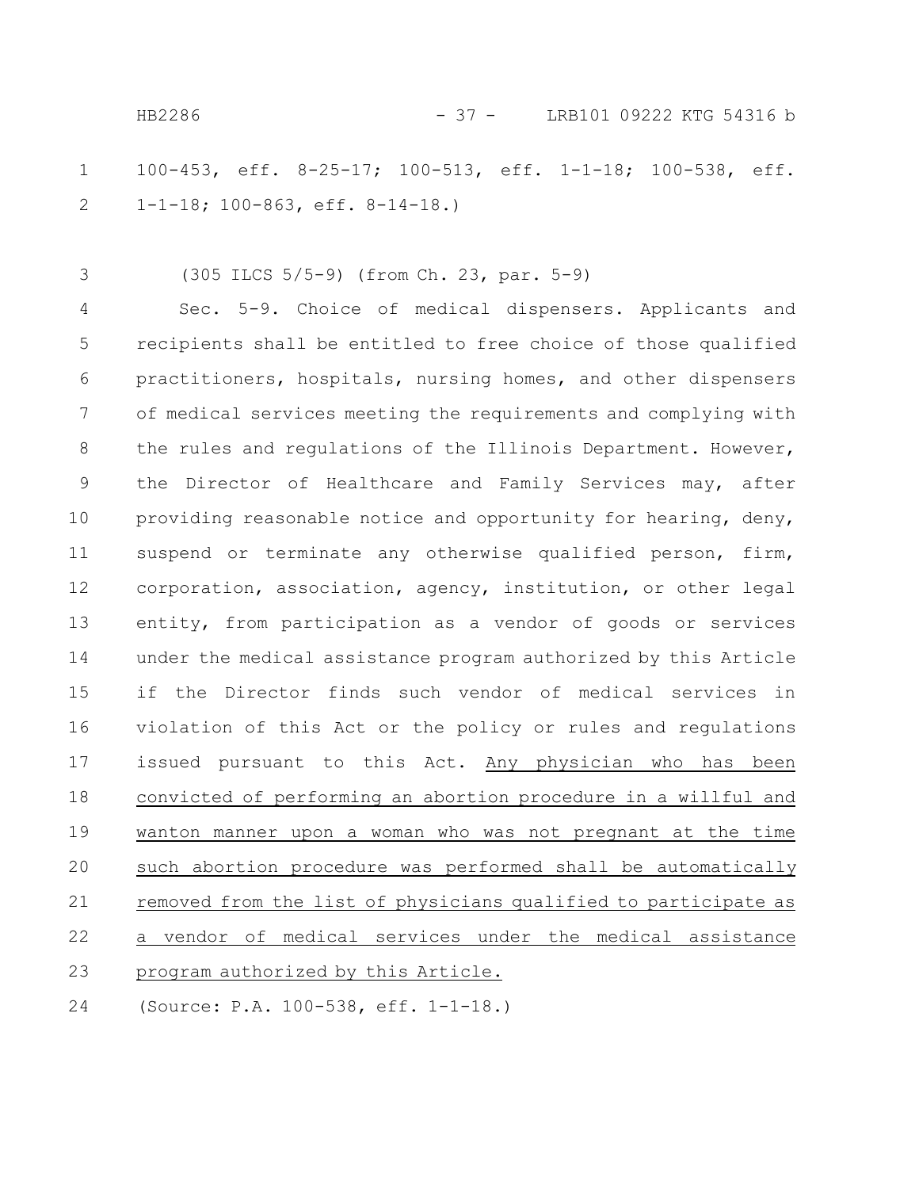100-453, eff. 8-25-17; 100-513, eff. 1-1-18; 100-538, eff. 1-1-18; 100-863, eff. 8-14-18.)

(305 ILCS 5/5-9) (from Ch. 23, par. 5-9)

Sec. 5-9. Choice of medical dispensers. Applicants and recipients shall be entitled to free choice of those qualified practitioners, hospitals, nursing homes, and other dispensers of medical services meeting the requirements and complying with the rules and regulations of the Illinois Department. However, the Director of Healthcare and Family Services may, after providing reasonable notice and opportunity for hearing, deny, suspend or terminate any otherwise qualified person, firm, corporation, association, agency, institution, or other legal entity, from participation as a vendor of goods or services under the medical assistance program authorized by this Article if the Director finds such vendor of medical services in violation of this Act or the policy or rules and regulations issued pursuant to this Act. <u>Any physician who has been convicted of performing an abortion procedure in a willful and wanton manner upon a woman who was not pregnant at the time such abortion procedure was performed shall be automatically removed from the list of physicians qualified to participate as a vendor of medical services under the medical assistance program authorized by this Article.</u>

(Source: P.A. 100-538, eff. 1-1-18.)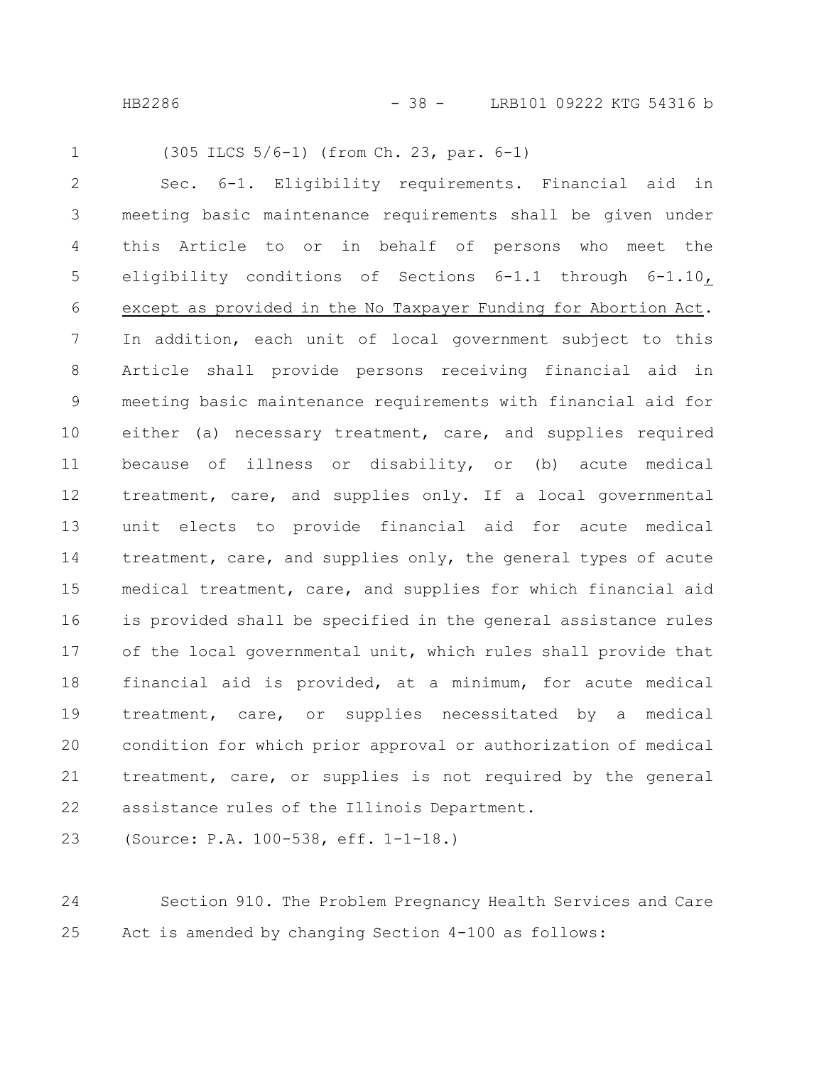(305 ILCS 5/6-1) (from Ch. 23, par. 6-1)

Sec. 6-1. Eligibility requirements. Financial aid in meeting basic maintenance requirements shall be given under this Article to or in behalf of persons who meet the eligibility conditions of Sections 6-1.1 through 6-1.10, except as provided in the No Taxpayer Funding for Abortion Act. In addition, each unit of local government subject to this Article shall provide persons receiving financial aid in meeting basic maintenance requirements with financial aid for either (a) necessary treatment, care, and supplies required because of illness or disability, or (b) acute medical treatment, care, and supplies only. If a local governmental unit elects to provide financial aid for acute medical treatment, care, and supplies only, the general types of acute medical treatment, care, and supplies for which financial aid is provided shall be specified in the general assistance rules of the local governmental unit, which rules shall provide that financial aid is provided, at a minimum, for acute medical treatment, care, or supplies necessitated by a medical condition for which prior approval or authorization of medical treatment, care, or supplies is not required by the general assistance rules of the Illinois Department.

(Source: P.A. 100-538, eff. 1-1-18.)

Section 910. The Problem Pregnancy Health Services and Care Act is amended by changing Section 4-100 as follows: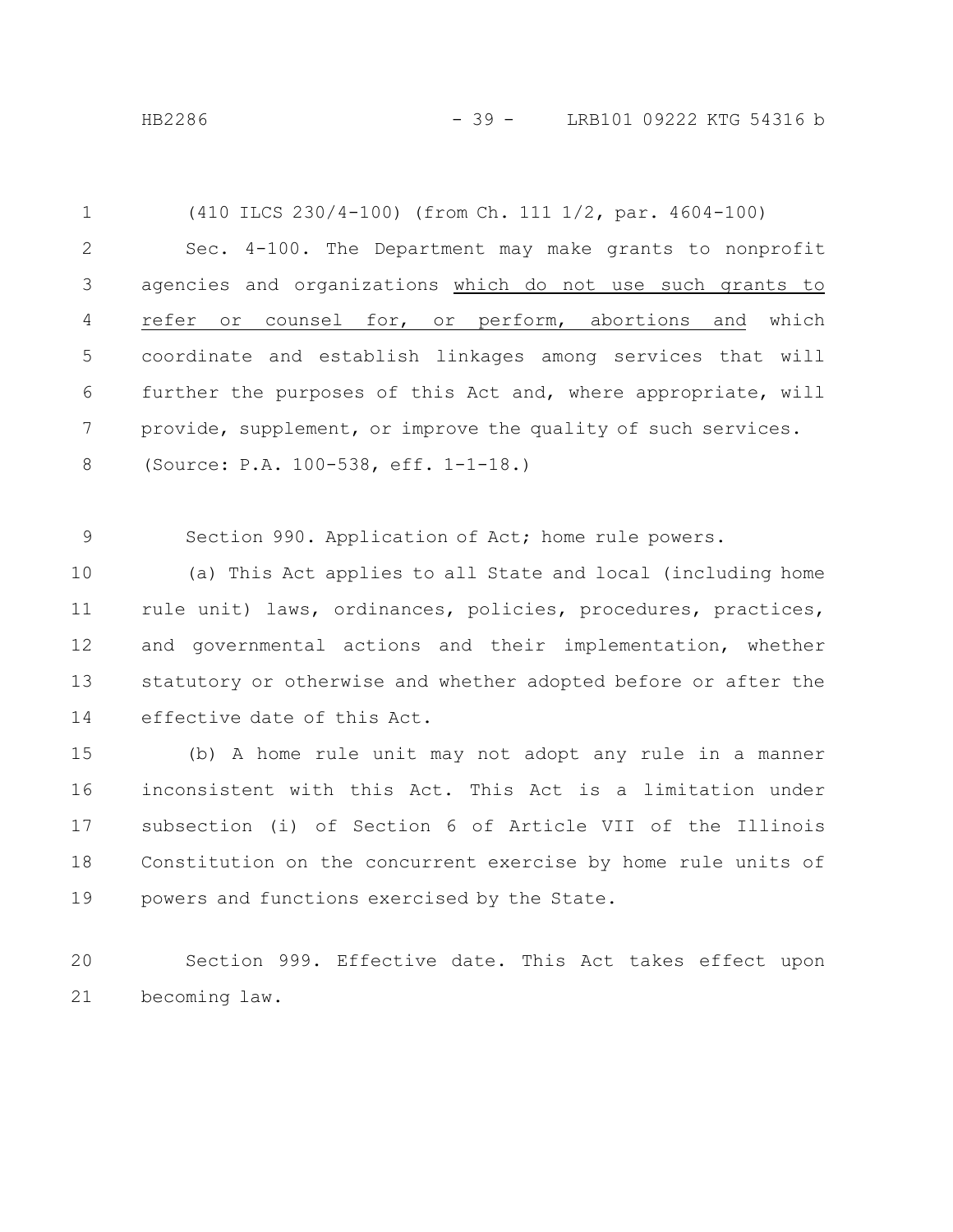(410 ILCS 230/4-100) (from Ch. 111 1/2, par. 4604-100)

Sec. 4-100. The Department may make grants to nonprofit agencies and organizations <u>which do not use such grants to refer or counsel for, or perform, abortions and</u> which coordinate and establish linkages among services that will further the purposes of this Act and, where appropriate, will provide, supplement, or improve the quality of such services.

(Source: P.A. 100-538, eff. 1-1-18.)

Section 990. Application of Act; home rule powers.

(a) This Act applies to all State and local (including home rule unit) laws, ordinances, policies, procedures, practices, and governmental actions and their implementation, whether statutory or otherwise and whether adopted before or after the effective date of this Act.

(b) A home rule unit may not adopt any rule in a manner inconsistent with this Act. This Act is a limitation under subsection (i) of Section 6 of Article VII of the Illinois Constitution on the concurrent exercise by home rule units of powers and functions exercised by the State.

Section 999. Effective date. This Act takes effect upon becoming law.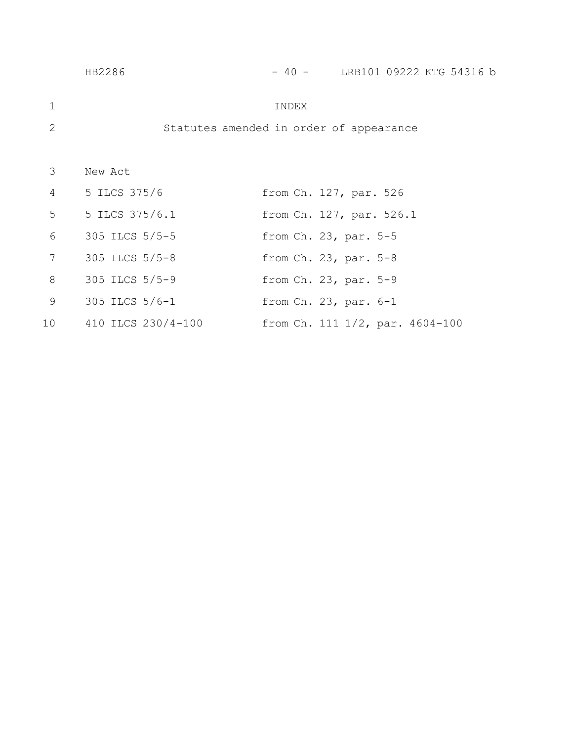# INDEX

## Statutes amended in order of appearance

| | |
|---|---|
| New Act | |
| 5 ILCS 375/6 | from Ch. 127, par. 526 |
| 5 ILCS 375/6.1 | from Ch. 127, par. 526.1 |
| 305 ILCS 5/5-5 | from Ch. 23, par. 5-5 |
| 305 ILCS 5/5-8 | from Ch. 23, par. 5-8 |
| 305 ILCS 5/5-9 | from Ch. 23, par. 5-9 |
| 305 ILCS 5/6-1 | from Ch. 23, par. 6-1 |
| 410 ILCS 230/4-100 | from Ch. 111 1/2, par. 4604-100 |